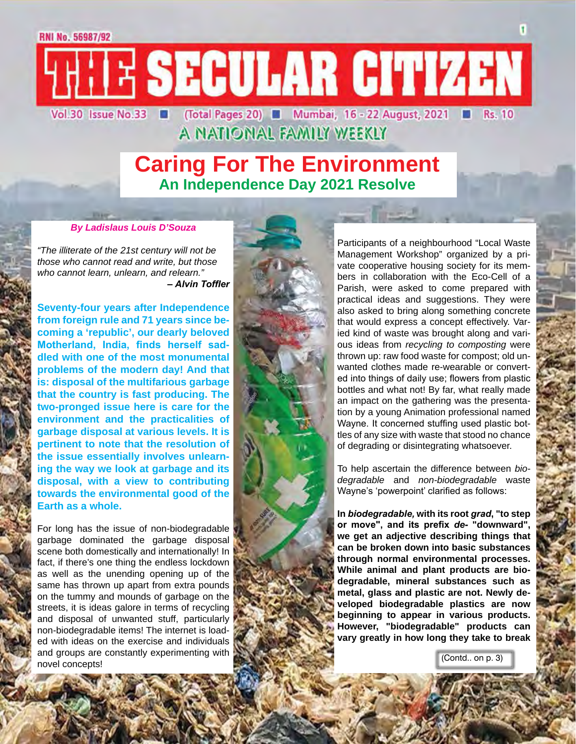RNI No. 56987/92

# THE SECULAR CITIZEN

Vol.30 Issue No.33 ■ (Total Pages 20) ■ Mumbai, 16 - 22 August, 2021 ■ Rs. 10

A NATIONAL FAMILY WEEKLY

# Caring For The Environment

## An Independence Day 2021 Resolve

***By Ladislaus Louis D'Souza***

*"The illiterate of the 21st century will not be those who cannot read and write, but those who cannot learn, unlearn, and relearn."*
***– Alvin Toffler***

**Seventy-four years after Independence from foreign rule and 71 years since becoming a 'republic', our dearly beloved Motherland, India, finds herself saddled with one of the most monumental problems of the modern day! And that is: disposal of the multifarious garbage that the country is fast producing. The two-pronged issue here is care for the environment and the practicalities of garbage disposal at various levels. It is pertinent to note that the resolution of the issue essentially involves unlearning the way we look at garbage and its disposal, with a view to contributing towards the environmental good of the Earth as a whole.**

For long has the issue of non-biodegradable garbage dominated the garbage disposal scene both domestically and internationally! In fact, if there's one thing the endless lockdown as well as the unending opening up of the same has thrown up apart from extra pounds on the tummy and mounds of garbage on the streets, it is ideas galore in terms of recycling and disposal of unwanted stuff, particularly non-biodegradable items! The internet is loaded with ideas on the exercise and individuals and groups are constantly experimenting with novel concepts!

Participants of a neighbourhood "Local Waste Management Workshop" organized by a private cooperative housing society for its members in collaboration with the Eco-Cell of a Parish, were asked to come prepared with practical ideas and suggestions. They were also asked to bring along something concrete that would express a concept effectively. Varied kind of waste was brought along and various ideas from *recycling to composting* were thrown up: raw food waste for compost; old unwanted clothes made re-wearable or converted into things of daily use; flowers from plastic bottles and what not! By far, what really made an impact on the gathering was the presentation by a young Animation professional named Wayne. It concerned stuffing used plastic bottles of any size with waste that stood no chance of degrading or disintegrating whatsoever.

To help ascertain the difference between *biodegradable* and *non-biodegradable* waste Wayne's 'powerpoint' clarified as follows:

**In *biodegradable,* with its root *grad*, "to step or move", and its prefix *de-* "downward", we get an adjective describing things that can be broken down into basic substances through normal environmental processes. While animal and plant products are biodegradable, mineral substances such as metal, glass and plastic are not. Newly developed biodegradable plastics are now beginning to appear in various products. However, "biodegradable" products can vary greatly in how long they take to break**

(Contd.. on p. 3)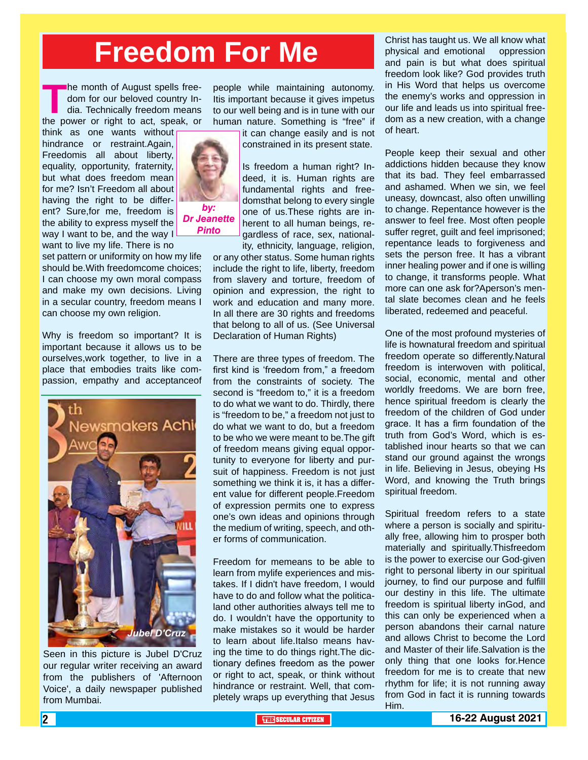# Freedom For Me

*by: Dr Jeanette Pinto*

The month of August spells freedom for our beloved country India. Technically freedom means the power or right to act, speak, or think as one wants without hindrance or restraint.Again, Freedomis all about liberty, equality, opportunity, fraternity, but what does freedom mean for me? Isn't Freedom all about having the right to be different? Sure,for me, freedom is the ability to express myself the way I want to be, and the way I want to live my life. There is no set pattern or uniformity on how my life should be.With freedomcome choices; I can choose my own moral compass and make my own decisions. Living in a secular country, freedom means I can choose my own religion.

Why is freedom so important? It is important because it allows us to be ourselves,work together, to live in a place that embodies traits like compassion, empathy and acceptanceof people while maintaining autonomy. Itis important because it gives impetus to our well being and is in tune with our human nature. Something is "free" if it can change easily and is not constrained in its present state.

Is freedom a human right? Indeed, it is. Human rights are fundamental rights and freedomsthat belong to every single one of us.These rights are inherent to all human beings, regardless of race, sex, nationality, ethnicity, language, religion, or any other status. Some human rights include the right to life, liberty, freedom from slavery and torture, freedom of opinion and expression, the right to work and education and many more. In all there are 30 rights and freedoms that belong to all of us. (See Universal Declaration of Human Rights)

There are three types of freedom. The first kind is 'freedom from," a freedom from the constraints of society. The second is "freedom to," it is a freedom to do what we want to do. Thirdly, there is "freedom to be," a freedom not just to do what we want to do, but a freedom to be who we were meant to be.The gift of freedom means giving equal opportunity to everyone for liberty and pursuit of happiness. Freedom is not just something we think it is, it has a different value for different people.Freedom of expression permits one to express one's own ideas and opinions through the medium of writing, speech, and other forms of communication.

Freedom for memeans to be able to learn from mylife experiences and mistakes. If I didn't have freedom, I would have to do and follow what the politicaland other authorities always tell me to do. I wouldn't have the opportunity to make mistakes so it would be harder to learn about life.Italso means having the time to do things right.The dictionary defines freedom as the power or right to act, speak, or think without hindrance or restraint. Well, that completely wraps up everything that Jesus Christ has taught us. We all know what physical and emotional oppression and pain is but what does spiritual freedom look like? God provides truth in His Word that helps us overcome the enemy's works and oppression in our life and leads us into spiritual freedom as a new creation, with a change of heart.

People keep their sexual and other addictions hidden because they know that its bad. They feel embarrassed and ashamed. When we sin, we feel uneasy, downcast, also often unwilling to change. Repentance however is the answer to feel free. Most often people suffer regret, guilt and feel imprisoned; repentance leads to forgiveness and sets the person free. It has a vibrant inner healing power and if one is willing to change, it transforms people. What more can one ask for?Aperson's mental slate becomes clean and he feels liberated, redeemed and peaceful.

One of the most profound mysteries of life is hownatural freedom and spiritual freedom operate so differently.Natural freedom is interwoven with political, social, economic, mental and other worldly freedoms. We are born free, hence spiritual freedom is clearly the freedom of the children of God under grace. It has a firm foundation of the truth from God's Word, which is established inour hearts so that we can stand our ground against the wrongs in life. Believing in Jesus, obeying Hs Word, and knowing the Truth brings spiritual freedom.

Spiritual freedom refers to a state where a person is socially and spiritually free, allowing him to prosper both materially and spiritually.Thisfreedom is the power to exercise our God-given right to personal liberty in our spiritual journey, to find our purpose and fulfill our destiny in this life. The ultimate freedom is spiritual liberty inGod, and this can only be experienced when a person abandons their carnal nature and allows Christ to become the Lord and Master of their life.Salvation is the only thing that one looks for.Hence freedom for me is to create that new rhythm for life; it is not running away from God in fact it is running towards Him.

Seen in this picture is Jubel D'Cruz our regular writer receiving an award from the publishers of 'Afternoon Voice', a daily newspaper published from Mumbai.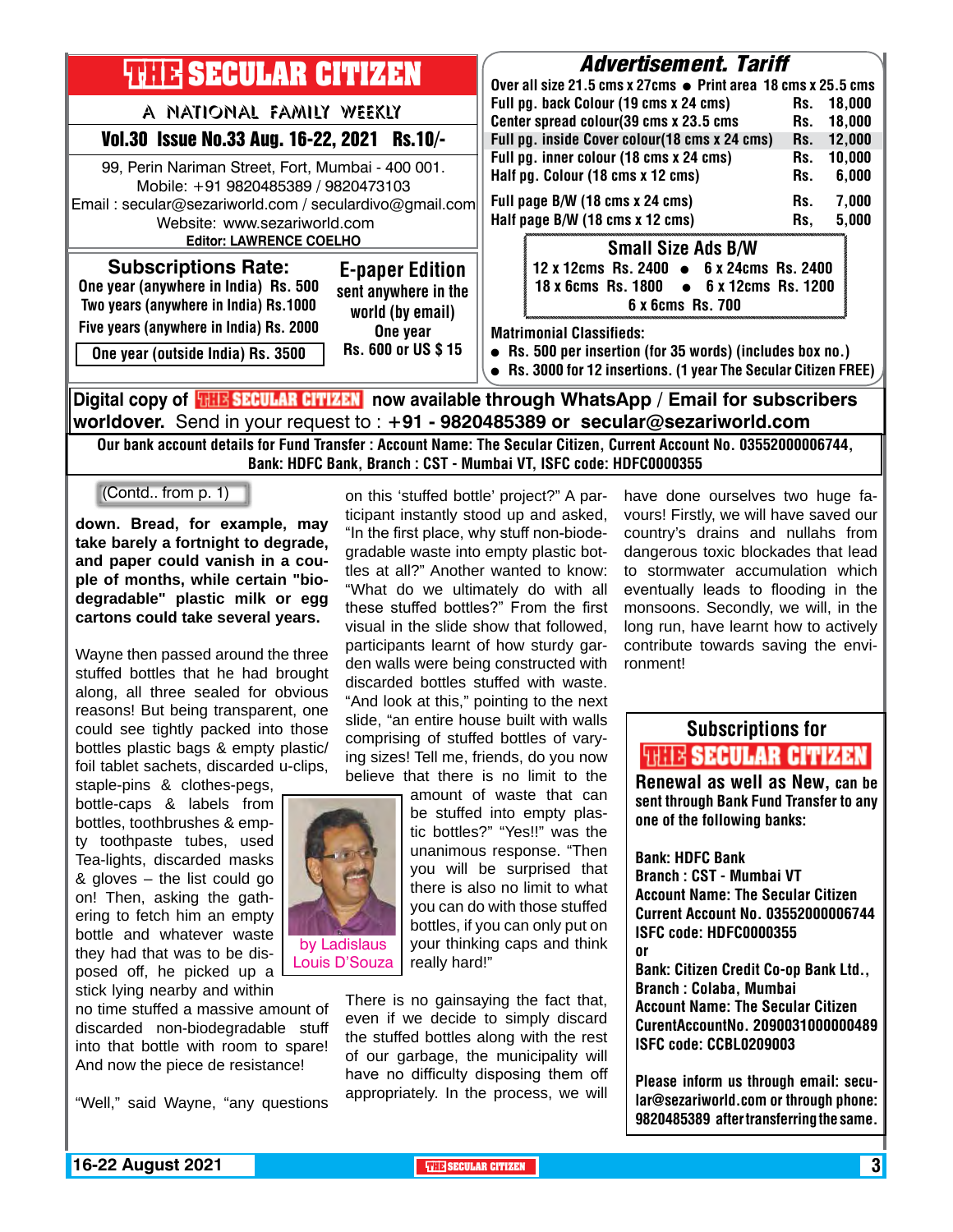# THE SECULAR CITIZEN

A NATIONAL FAMILY WEEKLY

**Vol.30 Issue No.33 Aug. 16-22, 2021 Rs.10/-**

99, Perin Nariman Street, Fort, Mumbai - 400 001.
Mobile: +91 9820485389 / 9820473103
Email : secular@sezariworld.com / seculardivo@gmail.com
Website: www.sezariworld.com
**Editor: LAWRENCE COELHO**

## Subscriptions Rate:

One year (anywhere in India) Rs. 500
Two years (anywhere in India) Rs.1000
Five years (anywhere in India) Rs. 2000
One year (outside India) Rs. 3500

## E-paper Edition

sent anywhere in the world (by email)
One year
Rs. 600 or US $ 15

## Advertisement. Tariff

Over all size 21.5 cms x 27cms ● Print area 18 cms x 25.5 cms

| | | |
|---|---|---|
| Full pg. back Colour (19 cms x 24 cms) | Rs. | 18,000 |
| Center spread colour(39 cms x 23.5 cms | Rs. | 18,000 |
| Full pg. inside Cover colour(18 cms x 24 cms) | Rs. | 12,000 |
| Full pg. inner colour (18 cms x 24 cms) | Rs. | 10,000 |
| Half pg. Colour (18 cms x 12 cms) | Rs. | 6,000 |
| Full page B/W (18 cms x 24 cms) | Rs. | 7,000 |
| Half page B/W (18 cms x 12 cms) | Rs, | 5,000 |

### Small Size Ads B/W

12 x 12cms Rs. 2400 ● 6 x 24cms Rs. 2400
18 x 6cms Rs. 1800 ● 6 x 12cms Rs. 1200
6 x 6cms Rs. 700

**Matrimonial Classifieds:**

- Rs. 500 per insertion (for 35 words) (includes box no.)
- Rs. 3000 for 12 insertions. (1 year The Secular Citizen FREE)

**Digital copy of THE SECULAR CITIZEN now available through WhatsApp / Email for subscribers worldover.** Send in your request to : **+91 - 9820485389 or secular@sezariworld.com**

**Our bank account details for Fund Transfer : Account Name: The Secular Citizen, Current Account No. 03552000006744, Bank: HDFC Bank, Branch : CST - Mumbai VT, ISFC code: HDFC0000355**

---

(Contd.. from p. 1)

**down. Bread, for example, may take barely a fortnight to degrade, and paper could vanish in a couple of months, while certain "bio-degradable" plastic milk or egg cartons could take several years.**

Wayne then passed around the three stuffed bottles that he had brought along, all three sealed for obvious reasons! But being transparent, one could see tightly packed into those bottles plastic bags & empty plastic/foil tablet sachets, discarded u-clips, staple-pins & clothes-pegs, bottle-caps & labels from bottles, toothbrushes & empty toothpaste tubes, used Tea-lights, discarded masks & gloves – the list could go on! Then, asking the gathering to fetch him an empty bottle and whatever waste they had that was to be disposed off, he picked up a stick lying nearby and within no time stuffed a massive amount of discarded non-biodegradable stuff into that bottle with room to spare! And now the piece de resistance!

"Well," said Wayne, "any questions on this 'stuffed bottle' project?" A participant instantly stood up and asked, "In the first place, why stuff non-biodegradable waste into empty plastic bottles at all?" Another wanted to know: "What do we ultimately do with all these stuffed bottles?" From the first visual in the slide show that followed, participants learnt of how sturdy garden walls were being constructed with discarded bottles stuffed with waste. "And look at this," pointing to the next slide, "an entire house built with walls comprising of stuffed bottles of varying sizes! Tell me, friends, do you now believe that there is no limit to the amount of waste that can be stuffed into empty plastic bottles?" "Yes!!" was the unanimous response. "Then you will be surprised that there is also no limit to what you can do with those stuffed bottles, if you can only put on your thinking caps and think really hard!"

by Ladislaus Louis D'Souza

There is no gainsaying the fact that, even if we decide to simply discard the stuffed bottles along with the rest of our garbage, the municipality will have no difficulty disposing them off appropriately. In the process, we will have done ourselves two huge favours! Firstly, we will have saved our country's drains and nullahs from dangerous toxic blockades that lead to stormwater accumulation which eventually leads to flooding in the monsoons. Secondly, we will, in the long run, have learnt how to actively contribute towards saving the environment!

---

## Subscriptions for THE SECULAR CITIZEN

**Renewal as well as New, can be sent through Bank Fund Transfer to any one of the following banks:**

**Bank: HDFC Bank**
**Branch : CST - Mumbai VT**
**Account Name: The Secular Citizen**
**Current Account No. 03552000006744**
**ISFC code: HDFC0000355**

**or**

**Bank: Citizen Credit Co-op Bank Ltd.,**
**Branch : Colaba, Mumbai**
**Account Name: The Secular Citizen**
**CurentAccountNo. 2090031000000489**
**ISFC code: CCBL0209003**

**Please inform us through email: secular@sezariworld.com or through phone: 9820485389 after transferring the same.**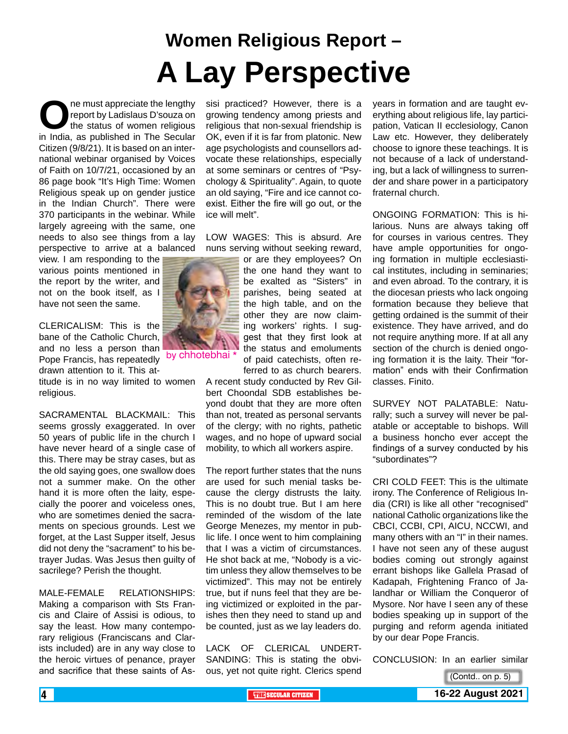# Women Religious Report – A Lay Perspective

One must appreciate the lengthy report by Ladislaus D'souza on the status of women religious in India, as published in The Secular Citizen (9/8/21). It is based on an international webinar organised by Voices of Faith on 10/7/21, occasioned by an 86 page book "It's High Time: Women Religious speak up on gender justice in the Indian Church". There were 370 participants in the webinar. While largely agreeing with the same, one needs to also see things from a lay perspective to arrive at a balanced view. I am responding to the various points mentioned in the report by the writer, and not on the book itself, as I have not seen the same.

by chhotebhai *

CLERICALISM: This is the bane of the Catholic Church, and no less a person than Pope Francis, has repeatedly drawn attention to it. This attitude is in no way limited to women religious.

SACRAMENTAL BLACKMAIL: This seems grossly exaggerated. In over 50 years of public life in the church I have never heard of a single case of this. There may be stray cases, but as the old saying goes, one swallow does not a summer make. On the other hand it is more often the laity, especially the poorer and voiceless ones, who are sometimes denied the sacraments on specious grounds. Lest we forget, at the Last Supper itself, Jesus did not deny the "sacrament" to his betrayer Judas. Was Jesus then guilty of sacrilege? Perish the thought.

MALE-FEMALE RELATIONSHIPS: Making a comparison with Sts Francis and Claire of Assisi is odious, to say the least. How many contemporary religious (Franciscans and Clarists included) are in any way close to the heroic virtues of penance, prayer and sacrifice that these saints of Assisi practiced? However, there is a growing tendency among priests and religious that non-sexual friendship is OK, even if it is far from platonic. New age psychologists and counsellors advocate these relationships, especially at some seminars or centres of "Psychology & Spirituality". Again, to quote an old saying, "Fire and ice cannot co-exist. Either the fire will go out, or the ice will melt".

LOW WAGES: This is absurd. Are nuns serving without seeking reward, or are they employees? On the one hand they want to be exalted as "Sisters" in parishes, being seated at the high table, and on the other they are now claiming workers' rights. I suggest that they first look at the status and emoluments of paid catechists, often referred to as church bearers. A recent study conducted by Rev Gilbert Choondal SDB establishes beyond doubt that they are more often than not, treated as personal servants of the clergy; with no rights, pathetic wages, and no hope of upward social mobility, to which all workers aspire.

The report further states that the nuns are used for such menial tasks because the clergy distrusts the laity. This is no doubt true. But I am here reminded of the wisdom of the late George Menezes, my mentor in public life. I once went to him complaining that I was a victim of circumstances. He shot back at me, "Nobody is a victim unless they allow themselves to be victimized". This may not be entirely true, but if nuns feel that they are being victimized or exploited in the parishes then they need to stand up and be counted, just as we lay leaders do.

LACK OF CLERICAL UNDERTSANDING: This is stating the obvious, yet not quite right. Clerics spend years in formation and are taught everything about religious life, lay participation, Vatican II ecclesiology, Canon Law etc. However, they deliberately choose to ignore these teachings. It is not because of a lack of understanding, but a lack of willingness to surrender and share power in a participatory fraternal church.

ONGOING FORMATION: This is hilarious. Nuns are always taking off for courses in various centres. They have ample opportunities for ongoing formation in multiple ecclesiastical institutes, including in seminaries; and even abroad. To the contrary, it is the diocesan priests who lack ongoing formation because they believe that getting ordained is the summit of their existence. They have arrived, and do not require anything more. If at all any section of the church is denied ongoing formation it is the laity. Their "formation" ends with their Confirmation classes. Finito.

SURVEY NOT PALATABLE: Naturally; such a survey will never be palatable or acceptable to bishops. Will a business honcho ever accept the findings of a survey conducted by his "subordinates"?

CRI COLD FEET: This is the ultimate irony. The Conference of Religious India (CRI) is like all other "recognised" national Catholic organizations like the CBCI, CCBI, CPI, AICU, NCCWI, and many others with an "I" in their names. I have not seen any of these august bodies coming out strongly against errant bishops like Gallela Prasad of Kadapah, Frightening Franco of Jalandhar or William the Conqueror of Mysore. Nor have I seen any of these bodies speaking up in support of the purging and reform agenda initiated by our dear Pope Francis.

CONCLUSION: In an earlier similar

(Contd.. on p. 5)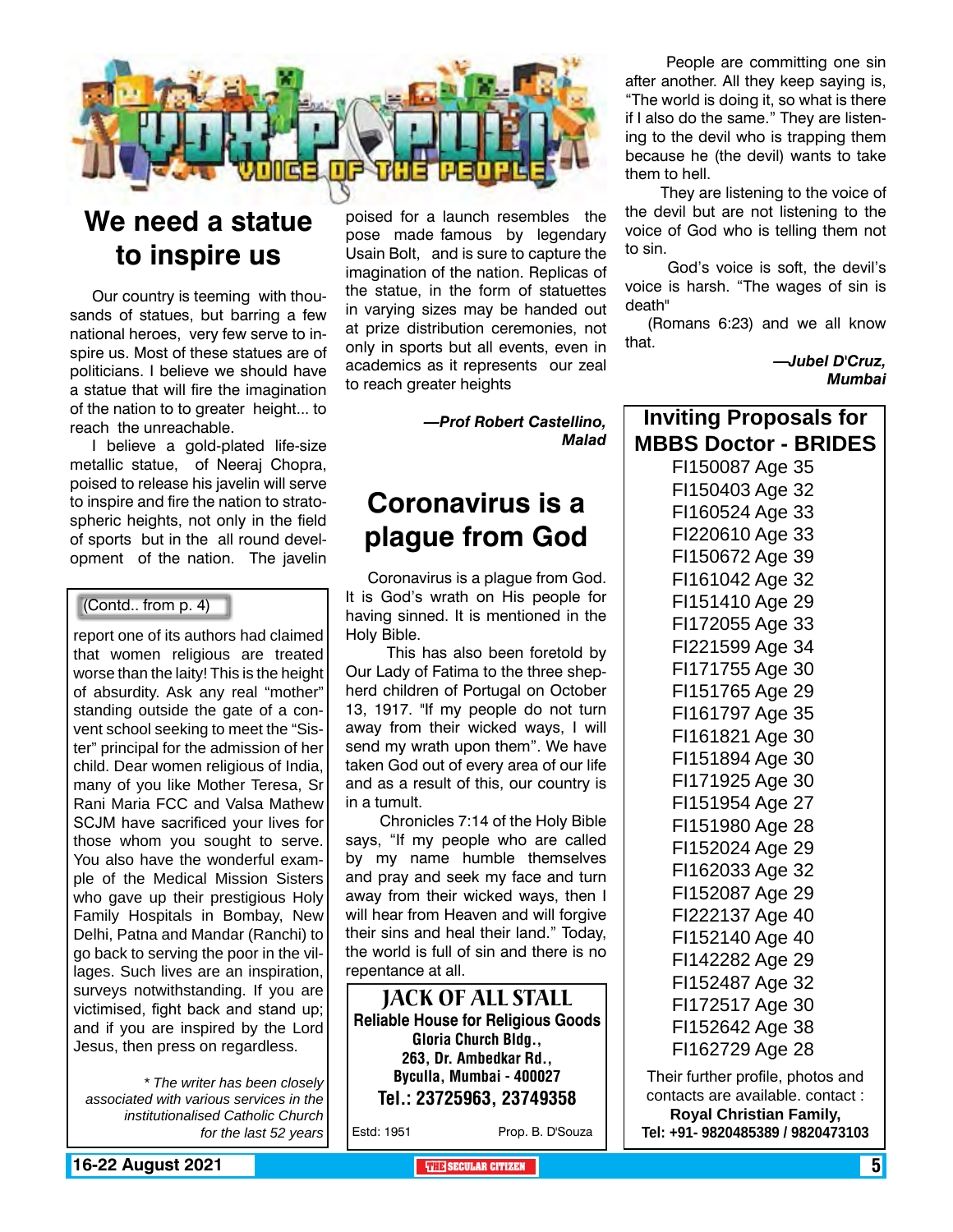## We need a statue to inspire us

Our country is teeming with thousands of statues, but barring a few national heroes, very few serve to inspire us. Most of these statues are of politicians. I believe we should have a statue that will fire the imagination of the nation to to greater height... to reach the unreachable.

I believe a gold-plated life-size metallic statue, of Neeraj Chopra, poised to release his javelin will serve to inspire and fire the nation to stratospheric heights, not only in the field of sports but in the all round development of the nation. The javelin poised for a launch resembles the pose made famous by legendary Usain Bolt, and is sure to capture the imagination of the nation. Replicas of the statue, in the form of statuettes in varying sizes may be handed out at prize distribution ceremonies, not only in sports but all events, even in academics as it represents our zeal to reach greater heights

*—Prof Robert Castellino, Malad*

(Contd.. from p. 4)

report one of its authors had claimed that women religious are treated worse than the laity! This is the height of absurdity. Ask any real "mother" standing outside the gate of a convent school seeking to meet the "Sister" principal for the admission of her child. Dear women religious of India, many of you like Mother Teresa, Sr Rani Maria FCC and Valsa Mathew SCJM have sacrificed your lives for those whom you sought to serve. You also have the wonderful example of the Medical Mission Sisters who gave up their prestigious Holy Family Hospitals in Bombay, New Delhi, Patna and Mandar (Ranchi) to go back to serving the poor in the villages. Such lives are an inspiration, surveys notwithstanding. If you are victimised, fight back and stand up; and if you are inspired by the Lord Jesus, then press on regardless.

*\* The writer has been closely associated with various services in the institutionalised Catholic Church for the last 52 years*

## Coronavirus is a plague from God

Coronavirus is a plague from God. It is God's wrath on His people for having sinned. It is mentioned in the Holy Bible.

This has also been foretold by Our Lady of Fatima to the three shepherd children of Portugal on October 13, 1917. "If my people do not turn away from their wicked ways, I will send my wrath upon them". We have taken God out of every area of our life and as a result of this, our country is in a tumult.

Chronicles 7:14 of the Holy Bible says, "If my people who are called by my name humble themselves and pray and seek my face and turn away from their wicked ways, then I will hear from Heaven and will forgive their sins and heal their land." Today, the world is full of sin and there is no repentance at all.

People are committing one sin after another. All they keep saying is, "The world is doing it, so what is there if I also do the same." They are listening to the devil who is trapping them because he (the devil) wants to take them to hell.

They are listening to the voice of the devil but are not listening to the voice of God who is telling them not to sin.

God's voice is soft, the devil's voice is harsh. "The wages of sin is death"

(Romans 6:23) and we all know that.

*—Jubel D'Cruz, Mumbai*

**JACK OF ALL STALL**
**Reliable House for Religious Goods**
**Gloria Church Bldg., 263, Dr. Ambedkar Rd., Byculla, Mumbai - 400027**
**Tel.: 23725963, 23749358**
Estd: 1951 Prop. B. D'Souza

**Inviting Proposals for MBBS Doctor - BRIDES**

FI150087 Age 35
FI150403 Age 32
FI160524 Age 33
FI220610 Age 33
FI150672 Age 39
FI161042 Age 32
FI151410 Age 29
FI172055 Age 33
FI221599 Age 34
FI171755 Age 30
FI151765 Age 29
FI161797 Age 35
FI161821 Age 30
FI151894 Age 30
FI171925 Age 30
FI151954 Age 27
FI151980 Age 28
FI152024 Age 29
FI162033 Age 32
FI152087 Age 29
FI222137 Age 40
FI152140 Age 40
FI142282 Age 29
FI152487 Age 32
FI172517 Age 30
FI152642 Age 38
FI162729 Age 28

Their further profile, photos and contacts are available. contact :
**Royal Christian Family,**
**Tel: +91- 9820485389 / 9820473103**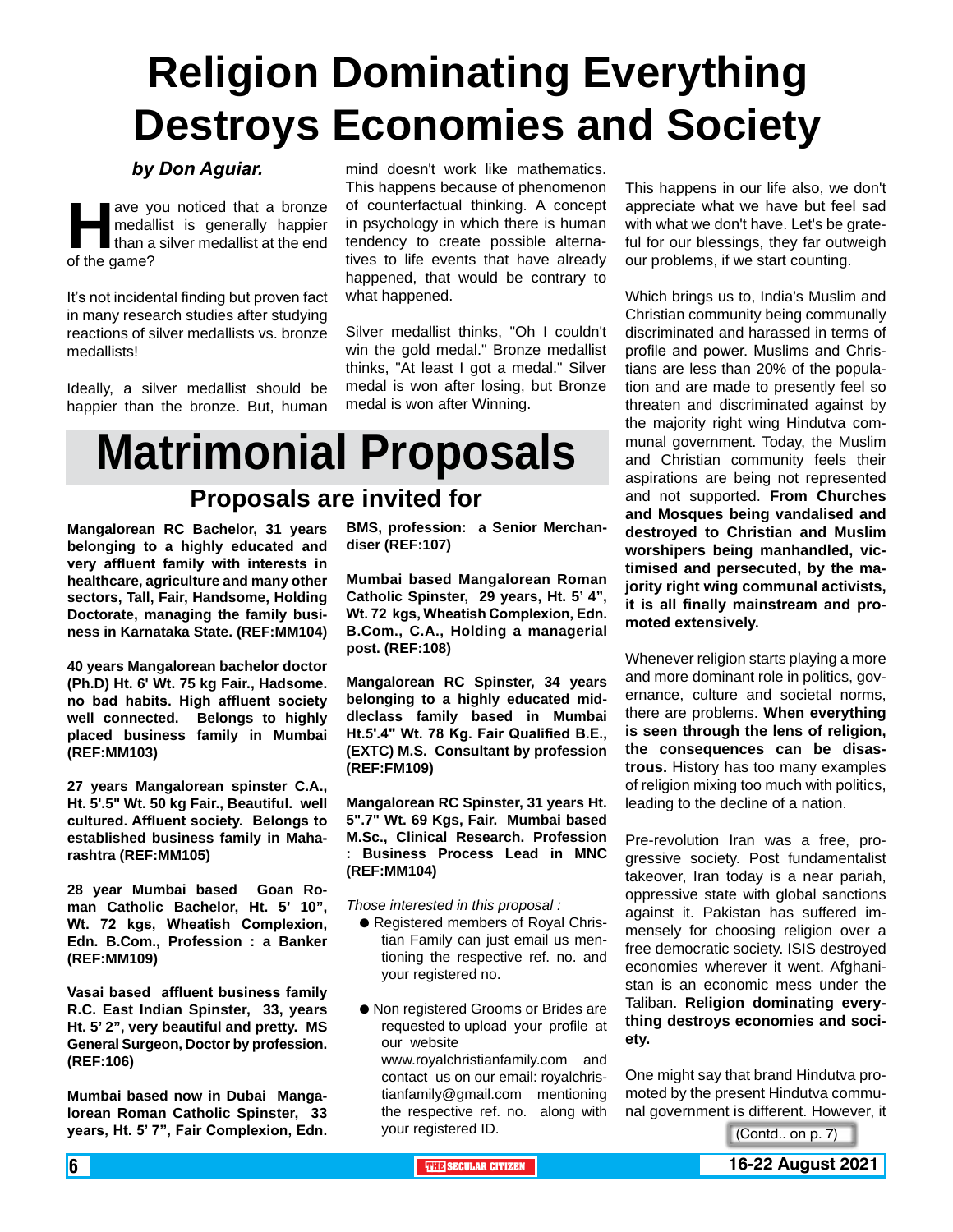# Religion Dominating Everything Destroys Economies and Society

***by Don Aguiar.***

Have you noticed that a bronze medallist is generally happier than a silver medallist at the end of the game?

It's not incidental finding but proven fact in many research studies after studying reactions of silver medallists vs. bronze medallists!

Ideally, a silver medallist should be happier than the bronze. But, human mind doesn't work like mathematics. This happens because of phenomenon of counterfactual thinking. A concept in psychology in which there is human tendency to create possible alternatives to life events that have already happened, that would be contrary to what happened.

Silver medallist thinks, "Oh I couldn't win the gold medal." Bronze medallist thinks, "At least I got a medal." Silver medal is won after losing, but Bronze medal is won after Winning.

This happens in our life also, we don't appreciate what we have but feel sad with what we don't have. Let's be grateful for our blessings, they far outweigh our problems, if we start counting.

Which brings us to, India's Muslim and Christian community being communally discriminated and harassed in terms of profile and power. Muslims and Christians are less than 20% of the population and are made to presently feel so threaten and discriminated against by the majority right wing Hindutva communal government. Today, the Muslim and Christian community feels their aspirations are being not represented and not supported. **From Churches and Mosques being vandalised and destroyed to Christian and Muslim worshipers being manhandled, victimised and persecuted, by the majority right wing communal activists, it is all finally mainstream and promoted extensively.**

Whenever religion starts playing a more and more dominant role in politics, governance, culture and societal norms, there are problems. **When everything is seen through the lens of religion, the consequences can be disastrous.** History has too many examples of religion mixing too much with politics, leading to the decline of a nation.

Pre-revolution Iran was a free, progressive society. Post fundamentalist takeover, Iran today is a near pariah, oppressive state with global sanctions against it. Pakistan has suffered immensely for choosing religion over a free democratic society. ISIS destroyed economies wherever it went. Afghanistan is an economic mess under the Taliban. **Religion dominating everything destroys economies and society.**

One might say that brand Hindutva promoted by the present Hindutva communal government is different. However, it

(Contd.. on p. 7)

# Matrimonial Proposals

## Proposals are invited for

**Mangalorean RC Bachelor, 31 years belonging to a highly educated and very affluent family with interests in healthcare, agriculture and many other sectors, Tall, Fair, Handsome, Holding Doctorate, managing the family business in Karnataka State. (REF:MM104)**

**40 years Mangalorean bachelor doctor (Ph.D) Ht. 6' Wt. 75 kg Fair., Hadsome. no bad habits. High affluent society well connected. Belongs to highly placed business family in Mumbai (REF:MM103)**

**27 years Mangalorean spinster C.A., Ht. 5'.5" Wt. 50 kg Fair., Beautiful. well cultured. Affluent society. Belongs to established business family in Maharashtra (REF:MM105)**

**28 year Mumbai based Goan Roman Catholic Bachelor, Ht. 5' 10", Wt. 72 kgs, Wheatish Complexion, Edn. B.Com., Profession : a Banker (REF:MM109)**

**Vasai based affluent business family R.C. East Indian Spinster, 33, years Ht. 5' 2", very beautiful and pretty. MS General Surgeon, Doctor by profession. (REF:106)**

**Mumbai based now in Dubai Mangalorean Roman Catholic Spinster, 33 years, Ht. 5' 7", Fair Complexion, Edn. BMS, profession: a Senior Merchandiser (REF:107)**

**Mumbai based Mangalorean Roman Catholic Spinster, 29 years, Ht. 5' 4", Wt. 72 kgs, Wheatish Complexion, Edn. B.Com., C.A., Holding a managerial post. (REF:108)**

**Mangalorean RC Spinster, 34 years belonging to a highly educated middleclass family based in Mumbai Ht.5'.4" Wt. 78 Kg. Fair Qualified B.E., (EXTC) M.S. Consultant by profession (REF:FM109)**

**Mangalorean RC Spinster, 31 years Ht. 5".7" Wt. 69 Kgs, Fair. Mumbai based M.Sc., Clinical Research. Profession : Business Process Lead in MNC (REF:MM104)**

*Those interested in this proposal :*

- Registered members of Royal Christian Family can just email us mentioning the respective ref. no. and your registered no.
- Non registered Grooms or Brides are requested to upload your profile at our website www.royalchristianfamily.com and contact us on our email: royalchristianfamily@gmail.com mentioning the respective ref. no. along with your registered ID.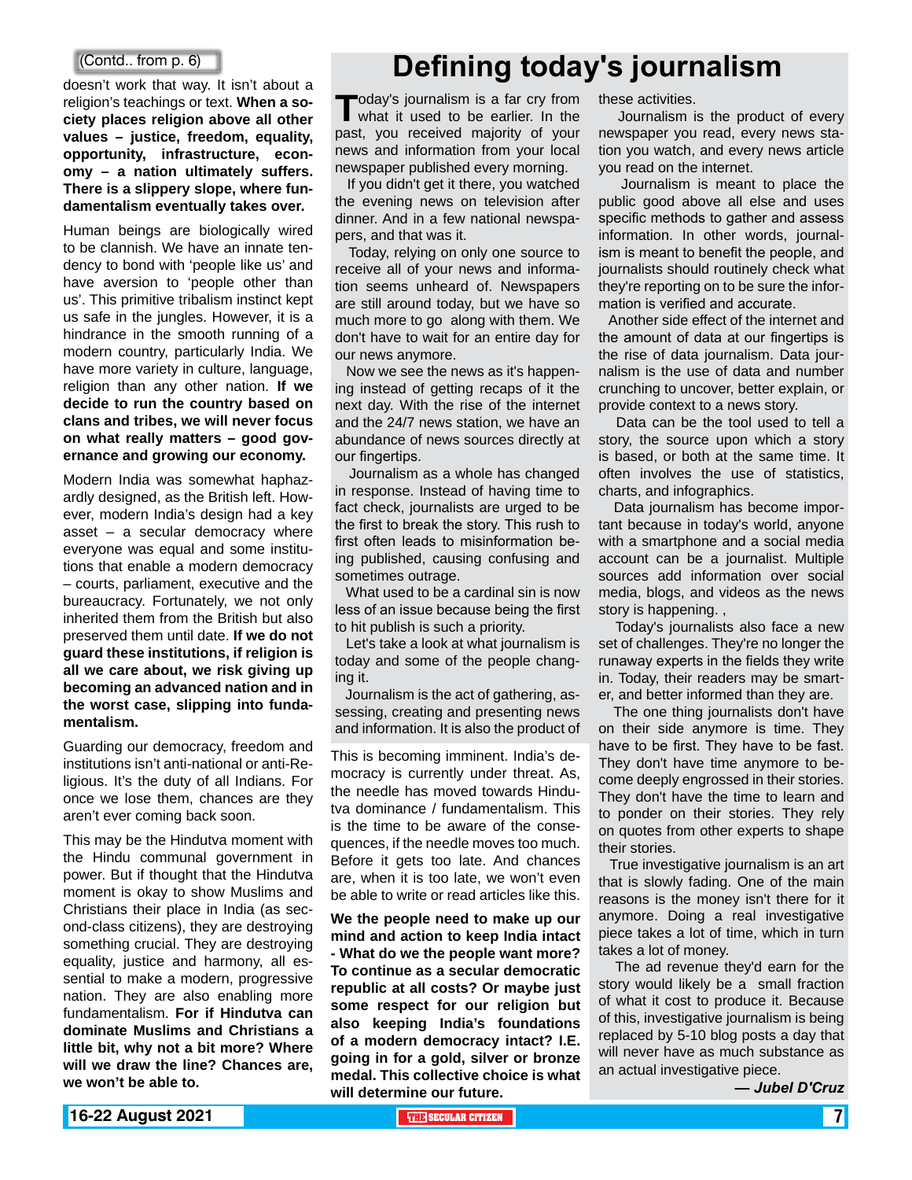(Contd.. from p. 6)

doesn't work that way. It isn't about a religion's teachings or text. **When a society places religion above all other values – justice, freedom, equality, opportunity, infrastructure, economy – a nation ultimately suffers. There is a slippery slope, where fundamentalism eventually takes over.**

Human beings are biologically wired to be clannish. We have an innate tendency to bond with 'people like us' and have aversion to 'people other than us'. This primitive tribalism instinct kept us safe in the jungles. However, it is a hindrance in the smooth running of a modern country, particularly India. We have more variety in culture, language, religion than any other nation. **If we decide to run the country based on clans and tribes, we will never focus on what really matters – good governance and growing our economy.**

Modern India was somewhat haphazardly designed, as the British left. However, modern India's design had a key asset – a secular democracy where everyone was equal and some institutions that enable a modern democracy – courts, parliament, executive and the bureaucracy. Fortunately, we not only inherited them from the British but also preserved them until date. **If we do not guard these institutions, if religion is all we care about, we risk giving up becoming an advanced nation and in the worst case, slipping into fundamentalism.**

Guarding our democracy, freedom and institutions isn't anti-national or anti-Religious. It's the duty of all Indians. For once we lose them, chances are they aren't ever coming back soon.

This may be the Hindutva moment with the Hindu communal government in power. But if thought that the Hindutva moment is okay to show Muslims and Christians their place in India (as second-class citizens), they are destroying something crucial. They are destroying equality, justice and harmony, all essential to make a modern, progressive nation. They are also enabling more fundamentalism. **For if Hindutva can dominate Muslims and Christians a little bit, why not a bit more? Where will we draw the line? Chances are, we won't be able to.**

This is becoming imminent. India's democracy is currently under threat. As, the needle has moved towards Hindutva dominance / fundamentalism. This is the time to be aware of the consequences, if the needle moves too much. Before it gets too late. And chances are, when it is too late, we won't even be able to write or read articles like this.

**We the people need to make up our mind and action to keep India intact - What do we the people want more? To continue as a secular democratic republic at all costs? Or maybe just some respect for our religion but also keeping India's foundations of a modern democracy intact? I.E. going in for a gold, silver or bronze medal. This collective choice is what will determine our future.**

# Defining today's journalism

Today's journalism is a far cry from what it used to be earlier. In the past, you received majority of your news and information from your local newspaper published every morning.

If you didn't get it there, you watched the evening news on television after dinner. And in a few national newspapers, and that was it.

Today, relying on only one source to receive all of your news and information seems unheard of. Newspapers are still around today, but we have so much more to go along with them. We don't have to wait for an entire day for our news anymore.

Now we see the news as it's happening instead of getting recaps of it the next day. With the rise of the internet and the 24/7 news station, we have an abundance of news sources directly at our fingertips.

Journalism as a whole has changed in response. Instead of having time to fact check, journalists are urged to be the first to break the story. This rush to first often leads to misinformation being published, causing confusing and sometimes outrage.

What used to be a cardinal sin is now less of an issue because being the first to hit publish is such a priority.

Let's take a look at what journalism is today and some of the people changing it.

Journalism is the act of gathering, assessing, creating and presenting news and information. It is also the product of these activities.

Journalism is the product of every newspaper you read, every news station you watch, and every news article you read on the internet.

Journalism is meant to place the public good above all else and uses specific methods to gather and assess information. In other words, journalism is meant to benefit the people, and journalists should routinely check what they're reporting on to be sure the information is verified and accurate.

Another side effect of the internet and the amount of data at our fingertips is the rise of data journalism. Data journalism is the use of data and number crunching to uncover, better explain, or provide context to a news story.

Data can be the tool used to tell a story, the source upon which a story is based, or both at the same time. It often involves the use of statistics, charts, and infographics.

Data journalism has become important because in today's world, anyone with a smartphone and a social media account can be a journalist. Multiple sources add information over social media, blogs, and videos as the news story is happening. ,

Today's journalists also face a new set of challenges. They're no longer the runaway experts in the fields they write in. Today, their readers may be smarter, and better informed than they are.

The one thing journalists don't have on their side anymore is time. They have to be first. They have to be fast. They don't have time anymore to become deeply engrossed in their stories. They don't have the time to learn and to ponder on their stories. They rely on quotes from other experts to shape their stories.

True investigative journalism is an art that is slowly fading. One of the main reasons is the money isn't there for it anymore. Doing a real investigative piece takes a lot of time, which in turn takes a lot of money.

The ad revenue they'd earn for the story would likely be a small fraction of what it cost to produce it. Because of this, investigative journalism is being replaced by 5-10 blog posts a day that will never have as much substance as an actual investigative piece.

***— Jubel D'Cruz***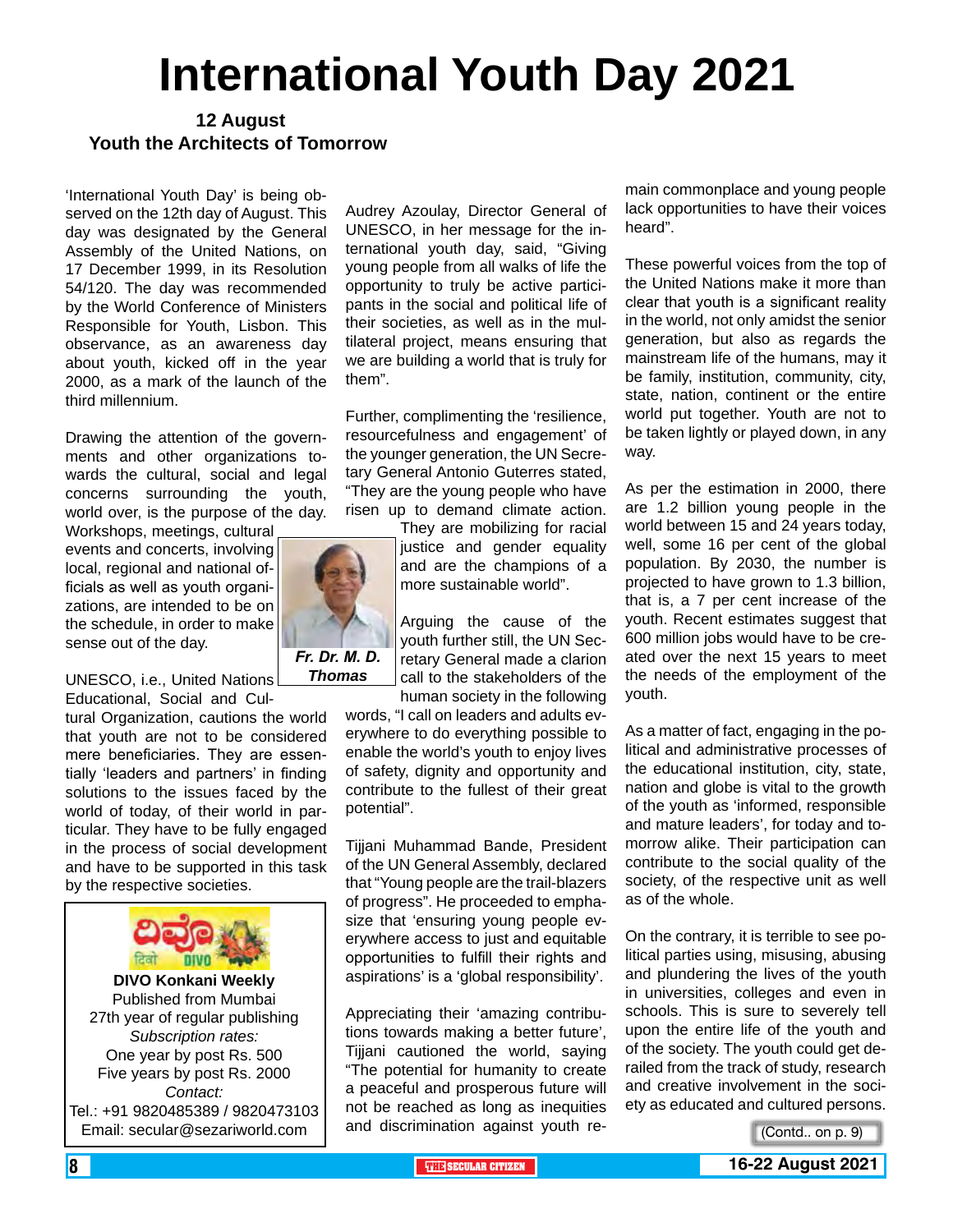# International Youth Day 2021

### 12 August
### Youth the Architects of Tomorrow

'International Youth Day' is being observed on the 12th day of August. This day was designated by the General Assembly of the United Nations, on 17 December 1999, in its Resolution 54/120. The day was recommended by the World Conference of Ministers Responsible for Youth, Lisbon. This observance, as an awareness day about youth, kicked off in the year 2000, as a mark of the launch of the third millennium.

Drawing the attention of the governments and other organizations towards the cultural, social and legal concerns surrounding the youth, world over, is the purpose of the day. Workshops, meetings, cultural events and concerts, involving local, regional and national officials as well as youth organizations, are intended to be on the schedule, in order to make sense out of the day.

*Fr. Dr. M. D. Thomas*

UNESCO, i.e., United Nations Educational, Social and Cultural Organization, cautions the world that youth are not to be considered mere beneficiaries. They are essentially 'leaders and partners' in finding solutions to the issues faced by the world of today, of their world in particular. They have to be fully engaged in the process of social development and have to be supported in this task by the respective societies.

Audrey Azoulay, Director General of UNESCO, in her message for the international youth day, said, "Giving young people from all walks of life the opportunity to truly be active participants in the social and political life of their societies, as well as in the multilateral project, means ensuring that we are building a world that is truly for them".

Further, complimenting the 'resilience, resourcefulness and engagement' of the younger generation, the UN Secretary General Antonio Guterres stated, "They are the young people who have risen up to demand climate action. They are mobilizing for racial justice and gender equality and are the champions of a more sustainable world".

Arguing the cause of the youth further still, the UN Secretary General made a clarion call to the stakeholders of the human society in the following words, "I call on leaders and adults everywhere to do everything possible to enable the world's youth to enjoy lives of safety, dignity and opportunity and contribute to the fullest of their great potential".

Tijjani Muhammad Bande, President of the UN General Assembly, declared that "Young people are the trail-blazers of progress". He proceeded to emphasize that 'ensuring young people everywhere access to just and equitable opportunities to fulfill their rights and aspirations' is a 'global responsibility'.

Appreciating their 'amazing contributions towards making a better future', Tijjani cautioned the world, saying "The potential for humanity to create a peaceful and prosperous future will not be reached as long as inequities and discrimination against youth remain commonplace and young people lack opportunities to have their voices heard".

These powerful voices from the top of the United Nations make it more than clear that youth is a significant reality in the world, not only amidst the senior generation, but also as regards the mainstream life of the humans, may it be family, institution, community, city, state, nation, continent or the entire world put together. Youth are not to be taken lightly or played down, in any way.

As per the estimation in 2000, there are 1.2 billion young people in the world between 15 and 24 years today, well, some 16 per cent of the global population. By 2030, the number is projected to have grown to 1.3 billion, that is, a 7 per cent increase of the youth. Recent estimates suggest that 600 million jobs would have to be created over the next 15 years to meet the needs of the employment of the youth.

As a matter of fact, engaging in the political and administrative processes of the educational institution, city, state, nation and globe is vital to the growth of the youth as 'informed, responsible and mature leaders', for today and tomorrow alike. Their participation can contribute to the social quality of the society, of the respective unit as well as of the whole.

On the contrary, it is terrible to see political parties using, misusing, abusing and plundering the lives of the youth in universities, colleges and even in schools. This is sure to severely tell upon the entire life of the youth and of the society. The youth could get derailed from the track of study, research and creative involvement in the society as educated and cultured persons.

(Contd.. on p. 9)

---

**DIVO Konkani Weekly**
Published from Mumbai
27th year of regular publishing
*Subscription rates:*
One year by post Rs. 500
Five years by post Rs. 2000
*Contact:*
Tel.: +91 9820485389 / 9820473103
Email: secular@sezariworld.com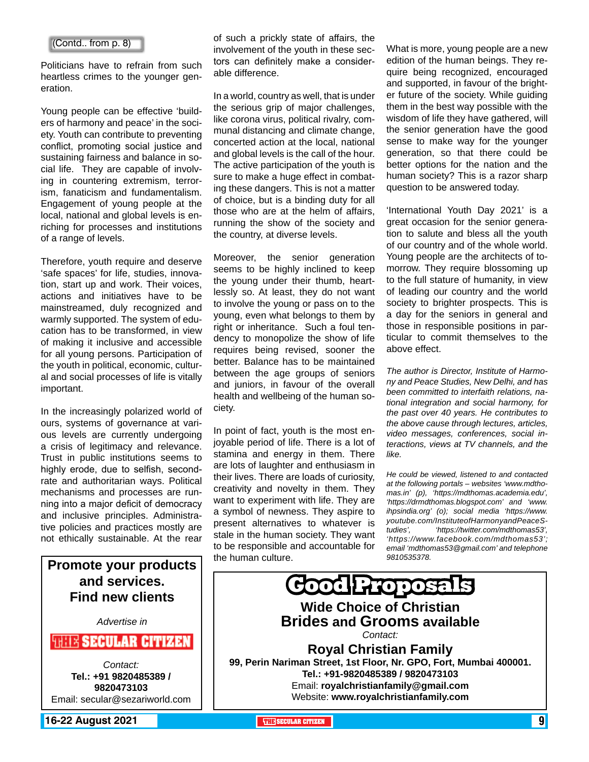(Contd.. from p. 8)

Politicians have to refrain from such heartless crimes to the younger generation.

Young people can be effective 'builders of harmony and peace' in the society. Youth can contribute to preventing conflict, promoting social justice and sustaining fairness and balance in social life. They are capable of involving in countering extremism, terrorism, fanaticism and fundamentalism. Engagement of young people at the local, national and global levels is enriching for processes and institutions of a range of levels.

Therefore, youth require and deserve 'safe spaces' for life, studies, innovation, start up and work. Their voices, actions and initiatives have to be mainstreamed, duly recognized and warmly supported. The system of education has to be transformed, in view of making it inclusive and accessible for all young persons. Participation of the youth in political, economic, cultural and social processes of life is vitally important.

In the increasingly polarized world of ours, systems of governance at various levels are currently undergoing a crisis of legitimacy and relevance. Trust in public institutions seems to highly erode, due to selfish, second-rate and authoritarian ways. Political mechanisms and processes are running into a major deficit of democracy and inclusive principles. Administrative policies and practices mostly are not ethically sustainable. At the rear of such a prickly state of affairs, the involvement of the youth in these sectors can definitely make a considerable difference.

In a world, country as well, that is under the serious grip of major challenges, like corona virus, political rivalry, communal distancing and climate change, concerted action at the local, national and global levels is the call of the hour. The active participation of the youth is sure to make a huge effect in combating these dangers. This is not a matter of choice, but is a binding duty for all those who are at the helm of affairs, running the show of the society and the country, at diverse levels.

Moreover, the senior generation seems to be highly inclined to keep the young under their thumb, heartlessly so. At least, they do not want to involve the young or pass on to the young, even what belongs to them by right or inheritance. Such a foul tendency to monopolize the show of life requires being revised, sooner the better. Balance has to be maintained between the age groups of seniors and juniors, in favour of the overall health and wellbeing of the human society.

In point of fact, youth is the most enjoyable period of life. There is a lot of stamina and energy in them. There are lots of laughter and enthusiasm in their lives. There are loads of curiosity, creativity and novelty in them. They want to experiment with life. They are a symbol of newness. They aspire to present alternatives to whatever is stale in the human society. They want to be responsible and accountable for the human culture.

What is more, young people are a new edition of the human beings. They require being recognized, encouraged and supported, in favour of the brighter future of the society. While guiding them in the best way possible with the wisdom of life they have gathered, will the senior generation have the good sense to make way for the younger generation, so that there could be better options for the nation and the human society? This is a razor sharp question to be answered today.

'International Youth Day 2021' is a great occasion for the senior generation to salute and bless all the youth of our country and of the whole world. Young people are the architects of tomorrow. They require blossoming up to the full stature of humanity, in view of leading our country and the world society to brighter prospects. This is a day for the seniors in general and those in responsible positions in particular to commit themselves to the above effect.

*The author is Director, Institute of Harmony and Peace Studies, New Delhi, and has been committed to interfaith relations, national integration and social harmony, for the past over 40 years. He contributes to the above cause through lectures, articles, video messages, conferences, social interactions, views at TV channels, and the like.*

*He could be viewed, listened to and contacted at the following portals – websites 'www.mdthomas.in' (p), 'https://mdthomas.academia.edu', 'https://drmdthomas.blogspot.com' and 'www.ihpsindia.org' (o); social media 'https://www.youtube.com/InstituteofHarmonyandPeaceStudies', 'https://twitter.com/mdthomas53', 'https://www.facebook.com/mdthomas53'; email 'mdthomas53@gmail.com' and telephone 9810535378.*

---

**Promote your products and services.**
**Find new clients**

*Advertise in*

**THE SECULAR CITIZEN**

*Contact:*
**Tel.: +91 9820485389 / 9820473103**
Email: secular@sezariworld.com

---

# Good Proposals

**Wide Choice of Christian Brides and Grooms available**

*Contact:*

**Royal Christian Family**
**99, Perin Nariman Street, 1st Floor, Nr. GPO, Fort, Mumbai 400001.**
**Tel.: +91-9820485389 / 9820473103**
Email: **royalchristianfamily@gmail.com**
Website: **www.royalchristianfamily.com**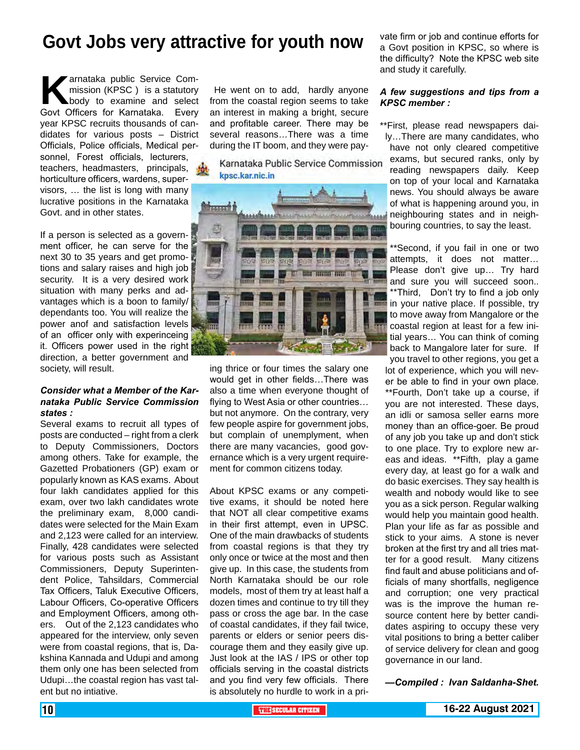# Govt Jobs very attractive for youth now

Karnataka public Service Commission (KPSC ) is a statutory body to examine and select Govt Officers for Karnataka. Every year KPSC recruits thousands of candidates for various posts – District Officials, Police officials, Medical personnel, Forest officials, lecturers, teachers, headmasters, principals, horticulture officers, wardens, supervisors, … the list is long with many lucrative positions in the Karnataka Govt. and in other states.

If a person is selected as a government officer, he can serve for the next 30 to 35 years and get promotions and salary raises and high job security. It is a very desired work situation with many perks and advantages which is a boon to family/ dependants too. You will realize the power anof and satisfaction levels of an officer only with experinceing it. Officers power used in the right direction, a better government and society, will result.

***Consider what a Member of the Karnataka Public Service Commission states :***

Several exams to recruit all types of posts are conducted – right from a clerk to Deputy Commissioners, Doctors among others. Take for example, the Gazetted Probationers (GP) exam or popularly known as KAS exams. About four lakh candidates applied for this exam, over two lakh candidates wrote the preliminary exam, 8,000 candidates were selected for the Main Exam and 2,123 were called for an interview. Finally, 428 candidates were selected for various posts such as Assistant Commissioners, Deputy Superintendent Police, Tahsildars, Commercial Tax Officers, Taluk Executive Officers, Labour Officers, Co-operative Officers and Employment Officers, among others. Out of the 2,123 candidates who appeared for the interview, only seven were from coastal regions, that is, Dakshina Kannada and Udupi and among them only one has been selected from Udupi…the coastal region has vast talent but no intiative.

He went on to add, hardly anyone from the coastal region seems to take an interest in making a bright, secure and profitable career. There may be several reasons…There was a time during the IT boom, and they were paying thrice or four times the salary one would get in other fields…There was also a time when everyone thought of flying to West Asia or other countries… but not anymore. On the contrary, very few people aspire for government jobs, but complain of unemployment, when there are many vacancies, good governance which is a very urgent requirement for common citizens today.

About KPSC exams or any competitive exams, it should be noted here that NOT all clear competitive exams in their first attempt, even in UPSC. One of the main drawbacks of students from coastal regions is that they try only once or twice at the most and then give up. In this case, the students from North Karnataka should be our role models, most of them try at least half a dozen times and continue to try till they pass or cross the age bar. In the case of coastal candidates, if they fail twice, parents or elders or senior peers discourage them and they easily give up. Just look at the IAS / IPS or other top officials serving in the coastal districts and you find very few officials. There is absolutely no hurdle to work in a private firm or job and continue efforts for a Govt position in KPSC, so where is the difficulty? Note the KPSC web site and study it carefully.

***A few suggestions and tips from a KPSC member :***

**First, please read newspapers daily…There are many candidates, who have not only cleared competitive exams, but secured ranks, only by reading newspapers daily. Keep on top of your local and Karnataka news. You should always be aware of what is happening around you, in neighbouring states and in neighbouring countries, to say the least.

**Second, if you fail in one or two attempts, it does not matter… Please don't give up… Try hard and sure you will succeed soon.. **Third, Don't try to find a job only in your native place. If possible, try to move away from Mangalore or the coastal region at least for a few initial years… You can think of coming back to Mangalore later for sure. If you travel to other regions, you get a lot of experience, which you will never be able to find in your own place. **Fourth, Don't take up a course, if you are not interested. These days, an idli or samosa seller earns more money than an office-goer. Be proud of any job you take up and don't stick to one place. Try to explore new areas and ideas. **Fifth, play a game every day, at least go for a walk and do basic exercises. They say health is wealth and nobody would like to see you as a sick person. Regular walking would help you maintain good health. Plan your life as far as possible and stick to your aims. A stone is never broken at the first try and all tries matter for a good result. Many citizens find fault and abuse politicians and officials of many shortfalls, negligence and corruption; one very practical was is the improve the human resource content here by better candidates aspiring to occupy these very vital positions to bring a better caliber of service delivery for clean and goog governance in our land.

***—Compiled : Ivan Saldanha-Shet.***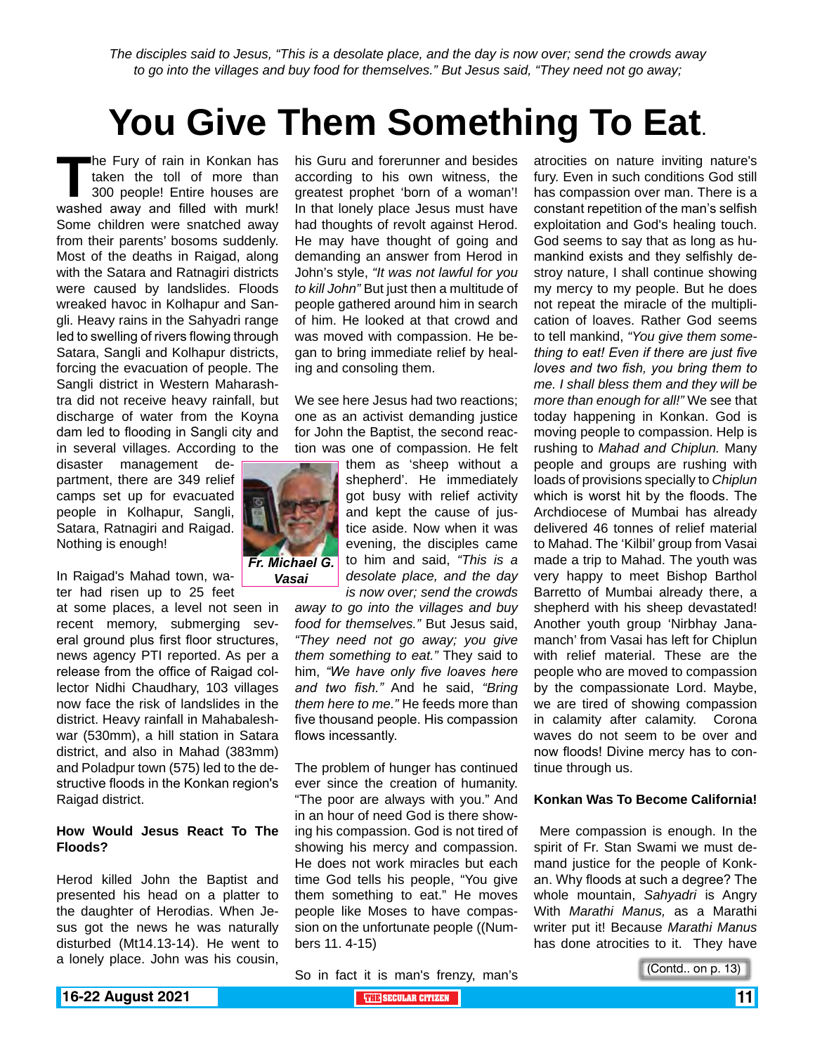*The disciples said to Jesus, "This is a desolate place, and the day is now over; send the crowds away to go into the villages and buy food for themselves." But Jesus said, "They need not go away;*

# You Give Them Something To Eat.

The Fury of rain in Konkan has taken the toll of more than 300 people! Entire houses are washed away and filled with murk! Some children were snatched away from their parents' bosoms suddenly. Most of the deaths in Raigad, along with the Satara and Ratnagiri districts were caused by landslides. Floods wreaked havoc in Kolhapur and Sangli. Heavy rains in the Sahyadri range led to swelling of rivers flowing through Satara, Sangli and Kolhapur districts, forcing the evacuation of people. The Sangli district in Western Maharashtra did not receive heavy rainfall, but discharge of water from the Koyna dam led to flooding in Sangli city and in several villages. According to the disaster management department, there are 349 relief camps set up for evacuated people in Kolhapur, Sangli, Satara, Ratnagiri and Raigad. Nothing is enough!

In Raigad's Mahad town, water had risen up to 25 feet at some places, a level not seen in recent memory, submerging several ground plus first floor structures, news agency PTI reported. As per a release from the office of Raigad collector Nidhi Chaudhary, 103 villages now face the risk of landslides in the district. Heavy rainfall in Mahabaleshwar (530mm), a hill station in Satara district, and also in Mahad (383mm) and Poladpur town (575) led to the destructive floods in the Konkan region's Raigad district.

**How Would Jesus React To The Floods?**

Herod killed John the Baptist and presented his head on a platter to the daughter of Herodias. When Jesus got the news he was naturally disturbed (Mt14.13-14). He went to a lonely place. John was his cousin, his Guru and forerunner and besides according to his own witness, the greatest prophet 'born of a woman'! In that lonely place Jesus must have had thoughts of revolt against Herod. He may have thought of going and demanding an answer from Herod in John's style, *"It was not lawful for you to kill John"* But just then a multitude of people gathered around him in search of him. He looked at that crowd and was moved with compassion. He began to bring immediate relief by healing and consoling them.

***Fr. Michael G. Vasai***

We see here Jesus had two reactions; one as an activist demanding justice for John the Baptist, the second reaction was one of compassion. He felt them as 'sheep without a shepherd'. He immediately got busy with relief activity and kept the cause of justice aside. Now when it was evening, the disciples came to him and said, *"This is a desolate place, and the day is now over; send the crowds away to go into the villages and buy food for themselves."* But Jesus said, *"They need not go away; you give them something to eat."* They said to him, *"We have only five loaves here and two fish."* And he said, *"Bring them here to me."* He feeds more than five thousand people. His compassion flows incessantly.

The problem of hunger has continued ever since the creation of humanity. "The poor are always with you." And in an hour of need God is there showing his compassion. God is not tired of showing his mercy and compassion. He does not work miracles but each time God tells his people, "You give them something to eat." He moves people like Moses to have compassion on the unfortunate people ((Numbers 11. 4-15)

So in fact it is man's frenzy, man's atrocities on nature inviting nature's fury. Even in such conditions God still has compassion over man. There is a constant repetition of the man's selfish exploitation and God's healing touch. God seems to say that as long as humankind exists and they selfishly destroy nature, I shall continue showing my mercy to my people. But he does not repeat the miracle of the multiplication of loaves. Rather God seems to tell mankind, *"You give them something to eat! Even if there are just five loves and two fish, you bring them to me. I shall bless them and they will be more than enough for all!"* We see that today happening in Konkan. God is moving people to compassion. Help is rushing to *Mahad and Chiplun.* Many people and groups are rushing with loads of provisions specially to *Chiplun* which is worst hit by the floods. The Archdiocese of Mumbai has already delivered 46 tonnes of relief material to Mahad. The 'Kilbil' group from Vasai made a trip to Mahad. The youth was very happy to meet Bishop Barthol Barretto of Mumbai already there, a shepherd with his sheep devastated! Another youth group 'Nirbhay Janamanch' from Vasai has left for Chiplun with relief material. These are the people who are moved to compassion by the compassionate Lord. Maybe, we are tired of showing compassion in calamity after calamity. Corona waves do not seem to be over and now floods! Divine mercy has to continue through us.

**Konkan Was To Become California!**

Mere compassion is enough. In the spirit of Fr. Stan Swami we must demand justice for the people of Konkan. Why floods at such a degree? The whole mountain, *Sahyadri* is Angry With *Marathi Manus,* as a Marathi writer put it! Because *Marathi Manus* has done atrocities to it. They have

(Contd.. on p. 13)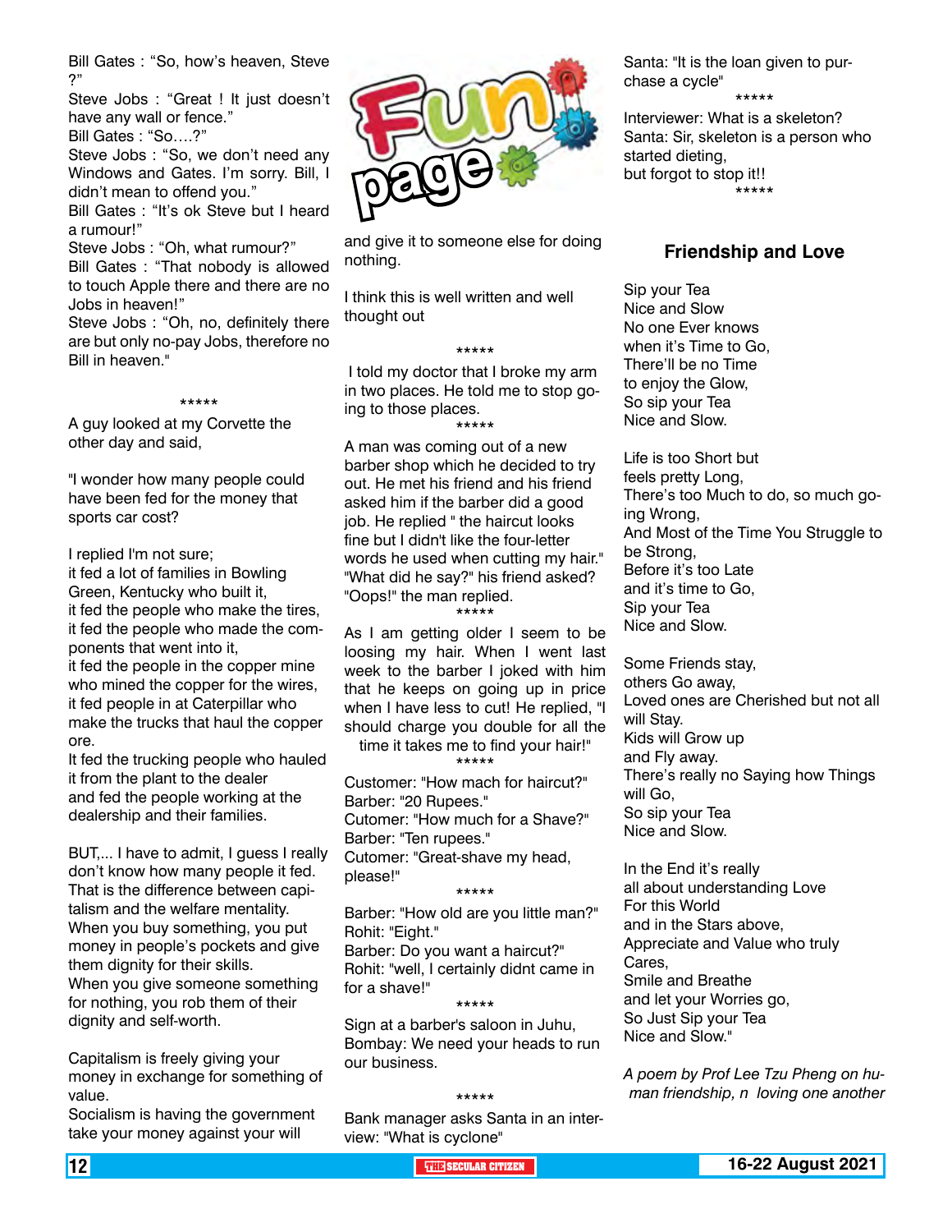Bill Gates : “So, how’s heaven, Steve ?”

Steve Jobs : “Great ! It just doesn’t have any wall or fence.”

Bill Gates : “So….?”

Steve Jobs : “So, we don’t need any Windows and Gates. I’m sorry. Bill, I didn’t mean to offend you.”

Bill Gates : “It’s ok Steve but I heard a rumour!”

Steve Jobs : “Oh, what rumour?”

Bill Gates : “That nobody is allowed to touch Apple there and there are no Jobs in heaven!”

Steve Jobs : “Oh, no, definitely there are but only no-pay Jobs, therefore no Bill in heaven."

\*\*\*\*\*

A guy looked at my Corvette the other day and said,

"I wonder how many people could have been fed for the money that sports car cost?

I replied I'm not sure;
it fed a lot of families in Bowling Green, Kentucky who built it,
it fed the people who make the tires,
it fed the people who made the components that went into it,
it fed the people in the copper mine who mined the copper for the wires,
it fed people in at Caterpillar who make the trucks that haul the copper ore.
It fed the trucking people who hauled it from the plant to the dealer
and fed the people working at the dealership and their families.

BUT,... I have to admit, I guess I really don’t know how many people it fed.
That is the difference between capitalism and the welfare mentality.
When you buy something, you put money in people’s pockets and give them dignity for their skills.
When you give someone something for nothing, you rob them of their dignity and self-worth.

Capitalism is freely giving your money in exchange for something of value.
Socialism is having the government take your money against your will

# Fun page

and give it to someone else for doing nothing.

I think this is well written and well thought out

\*\*\*\*\*

I told my doctor that I broke my arm in two places. He told me to stop going to those places.

\*\*\*\*\*

A man was coming out of a new barber shop which he decided to try out. He met his friend and his friend asked him if the barber did a good job. He replied " the haircut looks fine but I didn't like the four-letter words he used when cutting my hair." "What did he say?" his friend asked? "Oops!" the man replied.

\*\*\*\*\*

As I am getting older I seem to be loosing my hair. When I went last week to the barber I joked with him that he keeps on going up in price when I have less to cut! He replied, "I should charge you double for all the time it takes me to find your hair!"

\*\*\*\*\*

Customer: "How mach for haircut?"
Barber: "20 Rupees."
Cutomer: "How much for a Shave?"
Barber: "Ten rupees."
Cutomer: "Great-shave my head, please!"

\*\*\*\*\*

Barber: "How old are you little man?"
Rohit: "Eight."
Barber: Do you want a haircut?"
Rohit: "well, I certainly didnt came in for a shave!"

\*\*\*\*\*

Sign at a barber's saloon in Juhu, Bombay: We need your heads to run our business.

\*\*\*\*\*

Bank manager asks Santa in an interview: "What is cyclone"

Santa: "It is the loan given to purchase a cycle"

\*\*\*\*\*

Interviewer: What is a skeleton?
Santa: Sir, skeleton is a person who started dieting,
but forgot to stop it!!

\*\*\*\*\*

## Friendship and Love

Sip your Tea
Nice and Slow
No one Ever knows
when it’s Time to Go,
There’ll be no Time
to enjoy the Glow,
So sip your Tea
Nice and Slow.

Life is too Short but
feels pretty Long,
There’s too Much to do, so much going Wrong,
And Most of the Time You Struggle to be Strong,
Before it’s too Late
and it’s time to Go,
Sip your Tea
Nice and Slow.

Some Friends stay,
others Go away,
Loved ones are Cherished but not all will Stay.
Kids will Grow up
and Fly away.
There’s really no Saying how Things will Go,
So sip your Tea
Nice and Slow.

In the End it’s really
all about understanding Love
For this World
and in the Stars above,
Appreciate and Value who truly Cares,
Smile and Breathe
and let your Worries go,
So Just Sip your Tea
Nice and Slow."

*A poem by Prof Lee Tzu Pheng on human friendship, n loving one another*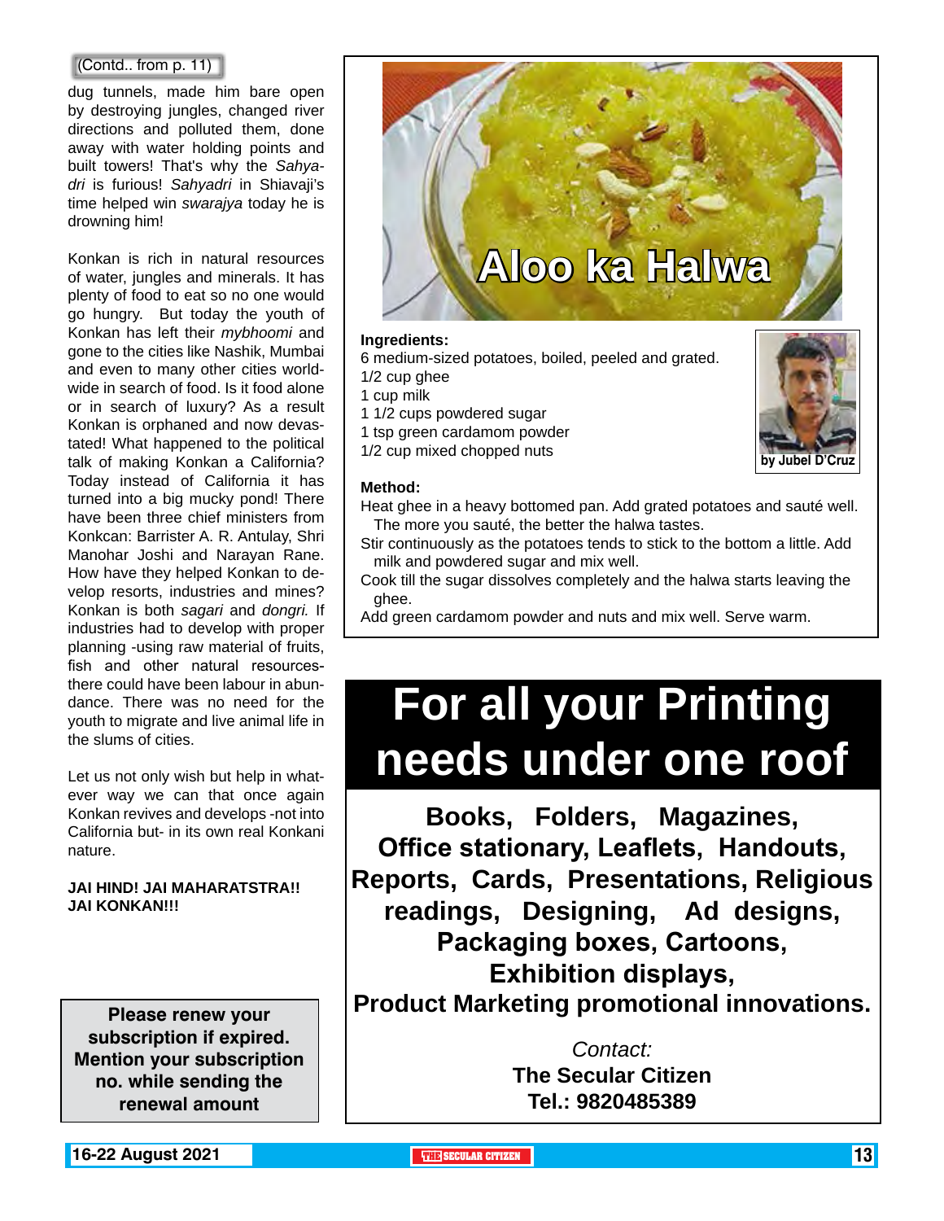(Contd.. from p. 11)

dug tunnels, made him bare open by destroying jungles, changed river directions and polluted them, done away with water holding points and built towers! That's why the *Sahyadri* is furious! *Sahyadri* in Shiavaji's time helped win *swarajya* today he is drowning him!

Konkan is rich in natural resources of water, jungles and minerals. It has plenty of food to eat so no one would go hungry. But today the youth of Konkan has left their *mybhoomi* and gone to the cities like Nashik, Mumbai and even to many other cities worldwide in search of food. Is it food alone or in search of luxury? As a result Konkan is orphaned and now devastated! What happened to the political talk of making Konkan a California? Today instead of California it has turned into a big mucky pond! There have been three chief ministers from Konkcan: Barrister A. R. Antulay, Shri Manohar Joshi and Narayan Rane. How have they helped Konkan to develop resorts, industries and mines? Konkan is both *sagari* and *dongri.* If industries had to develop with proper planning -using raw material of fruits, fish and other natural resources-there could have been labour in abundance. There was no need for the youth to migrate and live animal life in the slums of cities.

Let us not only wish but help in whatever way we can that once again Konkan revives and develops -not into California but- in its own real Konkani nature.

**JAI HIND! JAI MAHARATSTRA!! JAI KONKAN!!!**

**Please renew your subscription if expired. Mention your subscription no. while sending the renewal amount**

# Aloo ka Halwa

by Jubel D'Cruz

**Ingredients:**

6 medium-sized potatoes, boiled, peeled and grated.
1/2 cup ghee
1 cup milk
1 1/2 cups powdered sugar
1 tsp green cardamom powder
1/2 cup mixed chopped nuts

**Method:**

Heat ghee in a heavy bottomed pan. Add grated potatoes and sauté well. The more you sauté, the better the halwa tastes.

Stir continuously as the potatoes tends to stick to the bottom a little. Add milk and powdered sugar and mix well.

Cook till the sugar dissolves completely and the halwa starts leaving the ghee.

Add green cardamom powder and nuts and mix well. Serve warm.

# For all your Printing needs under one roof

**Books, Folders, Magazines, Office stationary, Leaflets, Handouts, Reports, Cards, Presentations, Religious readings, Designing, Ad designs, Packaging boxes, Cartoons, Exhibition displays, Product Marketing promotional innovations.**

*Contact:*
**The Secular Citizen**
**Tel.: 9820485389**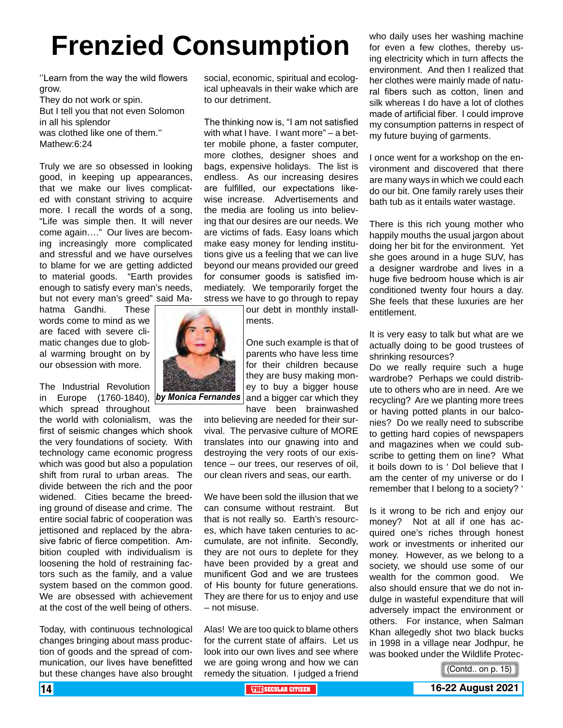# Frenzied Consumption

*by Monica Fernandes*

''Learn from the way the wild flowers grow.
They do not work or spin.
But I tell you that not even Solomon in all his splendor
was clothed like one of them.''
Mathew:6:24

Truly we are so obsessed in looking good, in keeping up appearances, that we make our lives complicated with constant striving to acquire more. I recall the words of a song, "Life was simple then. It will never come again…." Our lives are becoming increasingly more complicated and stressful and we have ourselves to blame for we are getting addicted to material goods. "Earth provides enough to satisfy every man's needs, but not every man's greed" said Mahatma Gandhi. These words come to mind as we are faced with severe climatic changes due to global warming brought on by our obsession with more.

The Industrial Revolution in Europe (1760-1840), which spread throughout the world with colonialism, was the first of seismic changes which shook the very foundations of society. With technology came economic progress which was good but also a population shift from rural to urban areas. The divide between the rich and the poor widened. Cities became the breeding ground of disease and crime. The entire social fabric of cooperation was jettisoned and replaced by the abrasive fabric of fierce competition. Ambition coupled with individualism is loosening the hold of restraining factors such as the family, and a value system based on the common good. We are obsessed with achievement at the cost of the well being of others.

Today, with continuous technological changes bringing about mass production of goods and the spread of communication, our lives have benefitted but these changes have also brought social, economic, spiritual and ecological upheavals in their wake which are to our detriment.

The thinking now is, "I am not satisfied with what I have. I want more" – a better mobile phone, a faster computer, more clothes, designer shoes and bags, expensive holidays. The list is endless. As our increasing desires are fulfilled, our expectations likewise increase. Advertisements and the media are fooling us into believing that our desires are our needs. We are victims of fads. Easy loans which make easy money for lending institutions give us a feeling that we can live beyond our means provided our greed for consumer goods is satisfied immediately. We temporarily forget the stress we have to go through to repay our debt in monthly installments.

One such example is that of parents who have less time for their children because they are busy making money to buy a bigger house and a bigger car which they have been brainwashed into believing are needed for their survival. The pervasive culture of MORE translates into our gnawing into and destroying the very roots of our existence – our trees, our reserves of oil, our clean rivers and seas, our earth.

We have been sold the illusion that we can consume without restraint. But that is not really so. Earth's resources, which have taken centuries to accumulate, are not infinite. Secondly, they are not ours to deplete for they have been provided by a great and munificent God and we are trustees of His bounty for future generations. They are there for us to enjoy and use – not misuse.

Alas! We are too quick to blame others for the current state of affairs. Let us look into our own lives and see where we are going wrong and how we can remedy the situation. I judged a friend who daily uses her washing machine for even a few clothes, thereby using electricity which in turn affects the environment. And then I realized that her clothes were mainly made of natural fibers such as cotton, linen and silk whereas I do have a lot of clothes made of artificial fiber. I could improve my consumption patterns in respect of my future buying of garments.

I once went for a workshop on the environment and discovered that there are many ways in which we could each do our bit. One family rarely uses their bath tub as it entails water wastage.

There is this rich young mother who happily mouths the usual jargon about doing her bit for the environment. Yet she goes around in a huge SUV, has a designer wardrobe and lives in a huge five bedroom house which is air conditioned twenty four hours a day. She feels that these luxuries are her entitlement.

It is very easy to talk but what are we actually doing to be good trustees of shrinking resources?
Do we really require such a huge wardrobe? Perhaps we could distribute to others who are in need. Are we recycling? Are we planting more trees or having potted plants in our balconies? Do we really need to subscribe to getting hard copies of newspapers and magazines when we could subscribe to getting them on line? What it boils down to is ' DoI believe that I am the center of my universe or do I remember that I belong to a society? '

Is it wrong to be rich and enjoy our money? Not at all if one has acquired one's riches through honest work or investments or inherited our money. However, as we belong to a society, we should use some of our wealth for the common good. We also should ensure that we do not indulge in wasteful expenditure that will adversely impact the environment or others. For instance, when Salman Khan allegedly shot two black bucks in 1998 in a village near Jodhpur, he was booked under the Wildlife Protec-

(Contd.. on p. 15)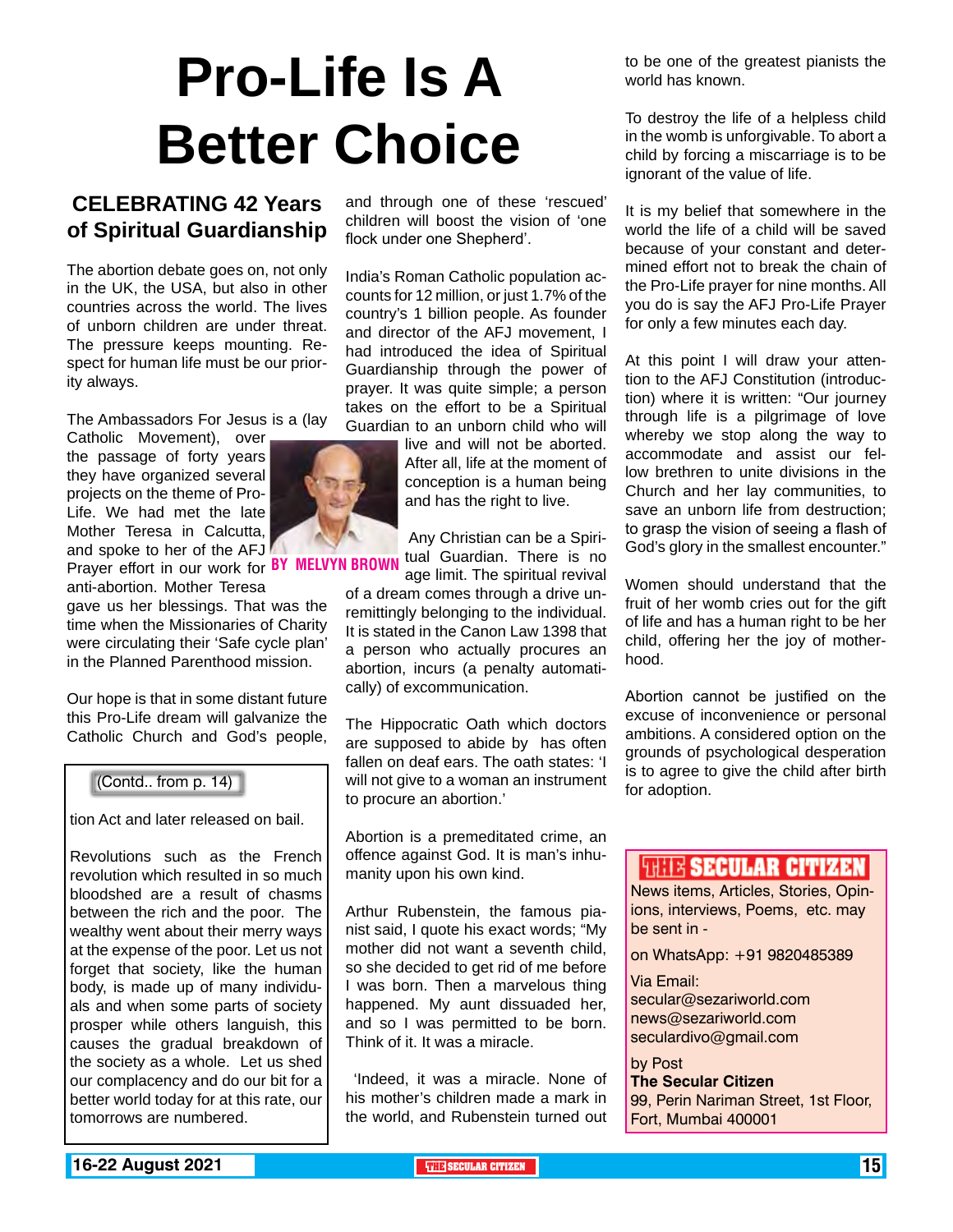# Pro-Life Is A Better Choice

## CELEBRATING 42 Years of Spiritual Guardianship

**BY MELVYN BROWN**

The abortion debate goes on, not only in the UK, the USA, but also in other countries across the world. The lives of unborn children are under threat. The pressure keeps mounting. Respect for human life must be our priority always.

The Ambassadors For Jesus is a (lay Catholic Movement), over the passage of forty years they have organized several projects on the theme of Pro-Life. We had met the late Mother Teresa in Calcutta, and spoke to her of the AFJ Prayer effort in our work for anti-abortion. Mother Teresa gave us her blessings. That was the time when the Missionaries of Charity were circulating their 'Safe cycle plan' in the Planned Parenthood mission.

Our hope is that in some distant future this Pro-Life dream will galvanize the Catholic Church and God's people, and through one of these 'rescued' children will boost the vision of 'one flock under one Shepherd'.

India's Roman Catholic population accounts for 12 million, or just 1.7% of the country's 1 billion people. As founder and director of the AFJ movement, I had introduced the idea of Spiritual Guardianship through the power of prayer. It was quite simple; a person takes on the effort to be a Spiritual Guardian to an unborn child who will live and will not be aborted. After all, life at the moment of conception is a human being and has the right to live.

Any Christian can be a Spiritual Guardian. There is no age limit. The spiritual revival of a dream comes through a drive unremittingly belonging to the individual. It is stated in the Canon Law 1398 that a person who actually procures an abortion, incurs (a penalty automatically) of excommunication.

The Hippocratic Oath which doctors are supposed to abide by has often fallen on deaf ears. The oath states: 'I will not give to a woman an instrument to procure an abortion.'

Abortion is a premeditated crime, an offence against God. It is man's inhumanity upon his own kind.

Arthur Rubenstein, the famous pianist said, I quote his exact words; "My mother did not want a seventh child, so she decided to get rid of me before I was born. Then a marvelous thing happened. My aunt dissuaded her, and so I was permitted to be born. Think of it. It was a miracle.

'Indeed, it was a miracle. None of his mother's children made a mark in the world, and Rubenstein turned out to be one of the greatest pianists the world has known.

To destroy the life of a helpless child in the womb is unforgivable. To abort a child by forcing a miscarriage is to be ignorant of the value of life.

It is my belief that somewhere in the world the life of a child will be saved because of your constant and determined effort not to break the chain of the Pro-Life prayer for nine months. All you do is say the AFJ Pro-Life Prayer for only a few minutes each day.

At this point I will draw your attention to the AFJ Constitution (introduction) where it is written: "Our journey through life is a pilgrimage of love whereby we stop along the way to accommodate and assist our fellow brethren to unite divisions in the Church and her lay communities, to save an unborn life from destruction; to grasp the vision of seeing a flash of God's glory in the smallest encounter."

Women should understand that the fruit of her womb cries out for the gift of life and has a human right to be her child, offering her the joy of motherhood.

Abortion cannot be justified on the excuse of inconvenience or personal ambitions. A considered option on the grounds of psychological desperation is to agree to give the child after birth for adoption.

---

(Contd.. from p. 14)

tion Act and later released on bail.

Revolutions such as the French revolution which resulted in so much bloodshed are a result of chasms between the rich and the poor. The wealthy went about their merry ways at the expense of the poor. Let us not forget that society, like the human body, is made up of many individuals and when some parts of society prosper while others languish, this causes the gradual breakdown of the society as a whole. Let us shed our complacency and do our bit for a better world today for at this rate, our tomorrows are numbered.

---

**THE SECULAR CITIZEN**

News items, Articles, Stories, Opinions, interviews, Poems, etc. may be sent in -

on WhatsApp: +91 9820485389

Via Email:
secular@sezariworld.com
news@sezariworld.com
seculardivo@gmail.com

by Post
**The Secular Citizen**
99, Perin Nariman Street, 1st Floor,
Fort, Mumbai 400001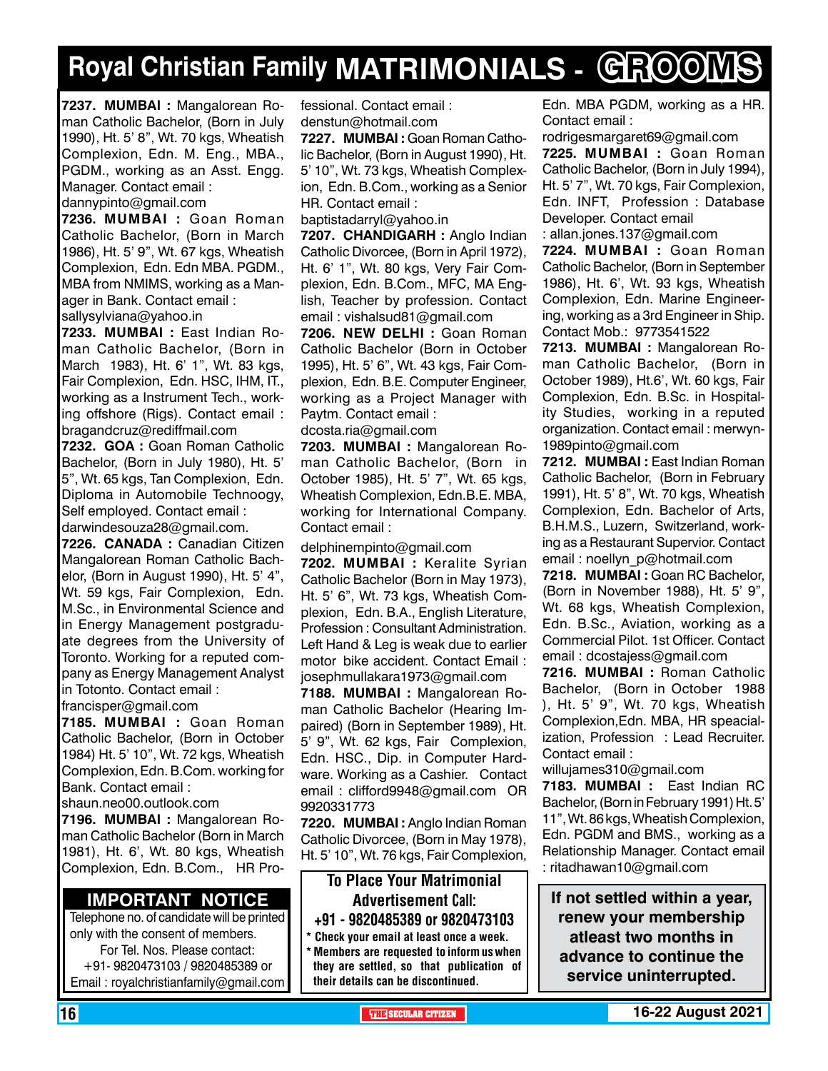# Royal Christian Family MATRIMONIALS - GROOMS

**7237. MUMBAI :** Mangalorean Roman Catholic Bachelor, (Born in July 1990), Ht. 5' 8", Wt. 70 kgs, Wheatish Complexion, Edn. M. Eng., MBA., PGDM., working as an Asst. Engg. Manager. Contact email : dannypinto@gmail.com

**7236. MUMBAI :** Goan Roman Catholic Bachelor, (Born in March 1986), Ht. 5' 9", Wt. 67 kgs, Wheatish Complexion, Edn. Edn MBA. PGDM., MBA from NMIMS, working as a Manager in Bank. Contact email : sallysylviana@yahoo.in

**7233. MUMBAI :** East Indian Roman Catholic Bachelor, (Born in March 1983), Ht. 6' 1", Wt. 83 kgs, Fair Complexion, Edn. HSC, IHM, IT., working as a Instrument Tech., working offshore (Rigs). Contact email : bragandcruz@rediffmail.com

**7232. GOA :** Goan Roman Catholic Bachelor, (Born in July 1980), Ht. 5' 5", Wt. 65 kgs, Tan Complexion, Edn. Diploma in Automobile Technoogy, Self employed. Contact email : darwindesouza28@gmail.com.

**7226. CANADA :** Canadian Citizen Mangalorean Roman Catholic Bachelor, (Born in August 1990), Ht. 5' 4", Wt. 59 kgs, Fair Complexion, Edn. M.Sc., in Environmental Science and in Energy Management postgraduate degrees from the University of Toronto. Working for a reputed company as Energy Management Analyst in Totonto. Contact email : francisper@gmail.com

**7185. MUMBAI :** Goan Roman Catholic Bachelor, (Born in October 1984) Ht. 5' 10", Wt. 72 kgs, Wheatish Complexion, Edn. B.Com. working for Bank. Contact email : shaun.neo00.outlook.com

**7196. MUMBAI :** Mangalorean Roman Catholic Bachelor (Born in March 1981), Ht. 6', Wt. 80 kgs, Wheatish Complexion, Edn. B.Com., HR Professional. Contact email : denstun@hotmail.com

**7227. MUMBAI :** Goan Roman Catholic Bachelor, (Born in August 1990), Ht. 5' 10", Wt. 73 kgs, Wheatish Complexion, Edn. B.Com., working as a Senior HR. Contact email : baptistadarryl@yahoo.in

**7207. CHANDIGARH :** Anglo Indian Catholic Divorcee, (Born in April 1972), Ht. 6' 1", Wt. 80 kgs, Very Fair Complexion, Edn. B.Com., MFC, MA English, Teacher by profession. Contact email : vishalsud81@gmail.com

**7206. NEW DELHI :** Goan Roman Catholic Bachelor (Born in October 1995), Ht. 5' 6", Wt. 43 kgs, Fair Complexion, Edn. B.E. Computer Engineer, working as a Project Manager with Paytm. Contact email : dcosta.ria@gmail.com

**7203. MUMBAI :** Mangalorean Roman Catholic Bachelor, (Born in October 1985), Ht. 5' 7", Wt. 65 kgs, Wheatish Complexion, Edn.B.E. MBA, working for International Company. Contact email : delphinempinto@gmail.com

**7202. MUMBAI :** Keralite Syrian Catholic Bachelor (Born in May 1973), Ht. 5' 6", Wt. 73 kgs, Wheatish Complexion, Edn. B.A., English Literature, Profession : Consultant Administration. Left Hand & Leg is weak due to earlier motor bike accident. Contact Email : josephmullakara1973@gmail.com

**7188. MUMBAI :** Mangalorean Roman Catholic Bachelor (Hearing Impaired) (Born in September 1989), Ht. 5' 9", Wt. 62 kgs, Fair Complexion, Edn. HSC., Dip. in Computer Hardware. Working as a Cashier. Contact email : clifford9948@gmail.com OR 9920331773

**7220. MUMBAI :** Anglo Indian Roman Catholic Divorcee, (Born in May 1978), Ht. 5' 10", Wt. 76 kgs, Fair Complexion, Edn. MBA PGDM, working as a HR. Contact email : rodrigesmargaret69@gmail.com

**7225. MUMBAI :** Goan Roman Catholic Bachelor, (Born in July 1994), Ht. 5' 7", Wt. 70 kgs, Fair Complexion, Edn. INFT, Profession : Database Developer. Contact email : allan.jones.137@gmail.com

**7224. MUMBAI :** Goan Roman Catholic Bachelor, (Born in September 1986), Ht. 6', Wt. 93 kgs, Wheatish Complexion, Edn. Marine Engineering, working as a 3rd Engineer in Ship. Contact Mob.: 9773541522

**7213. MUMBAI :** Mangalorean Roman Catholic Bachelor, (Born in October 1989), Ht.6', Wt. 60 kgs, Fair Complexion, Edn. B.Sc. in Hospitality Studies, working in a reputed organization. Contact email : merwyn-1989pinto@gmail.com

**7212. MUMBAI :** East Indian Roman Catholic Bachelor, (Born in February 1991), Ht. 5' 8", Wt. 70 kgs, Wheatish Complexion, Edn. Bachelor of Arts, B.H.M.S., Luzern, Switzerland, working as a Restaurant Supervior. Contact email : noellyn_p@hotmail.com

**7218. MUMBAI :** Goan RC Bachelor, (Born in November 1988), Ht. 5' 9", Wt. 68 kgs, Wheatish Complexion, Edn. B.Sc., Aviation, working as a Commercial Pilot. 1st Officer. Contact email : dcostajess@gmail.com

**7216. MUMBAI :** Roman Catholic Bachelor, (Born in October 1988 ), Ht. 5' 9", Wt. 70 kgs, Wheatish Complexion,Edn. MBA, HR speacialization, Profession : Lead Recruiter. Contact email : willujames310@gmail.com

**7183. MUMBAI :** East Indian RC Bachelor, (Born in February 1991) Ht. 5' 11", Wt. 86 kgs, Wheatish Complexion, Edn. PGDM and BMS., working as a Relationship Manager. Contact email : ritadhawan10@gmail.com

## IMPORTANT NOTICE

Telephone no. of candidate will be printed only with the consent of members.
For Tel. Nos. Please contact:
+91- 9820473103 / 9820485389 or
Email : royalchristianfamily@gmail.com

**To Place Your Matrimonial Advertisement Call:**
**+91 - 9820485389 or 9820473103**

- **Check your email at least once a week.**
- **Members are requested to inform us when they are settled, so that publication of their details can be discontinued.**

**If not settled within a year, renew your membership atleast two months in advance to continue the service uninterrupted.**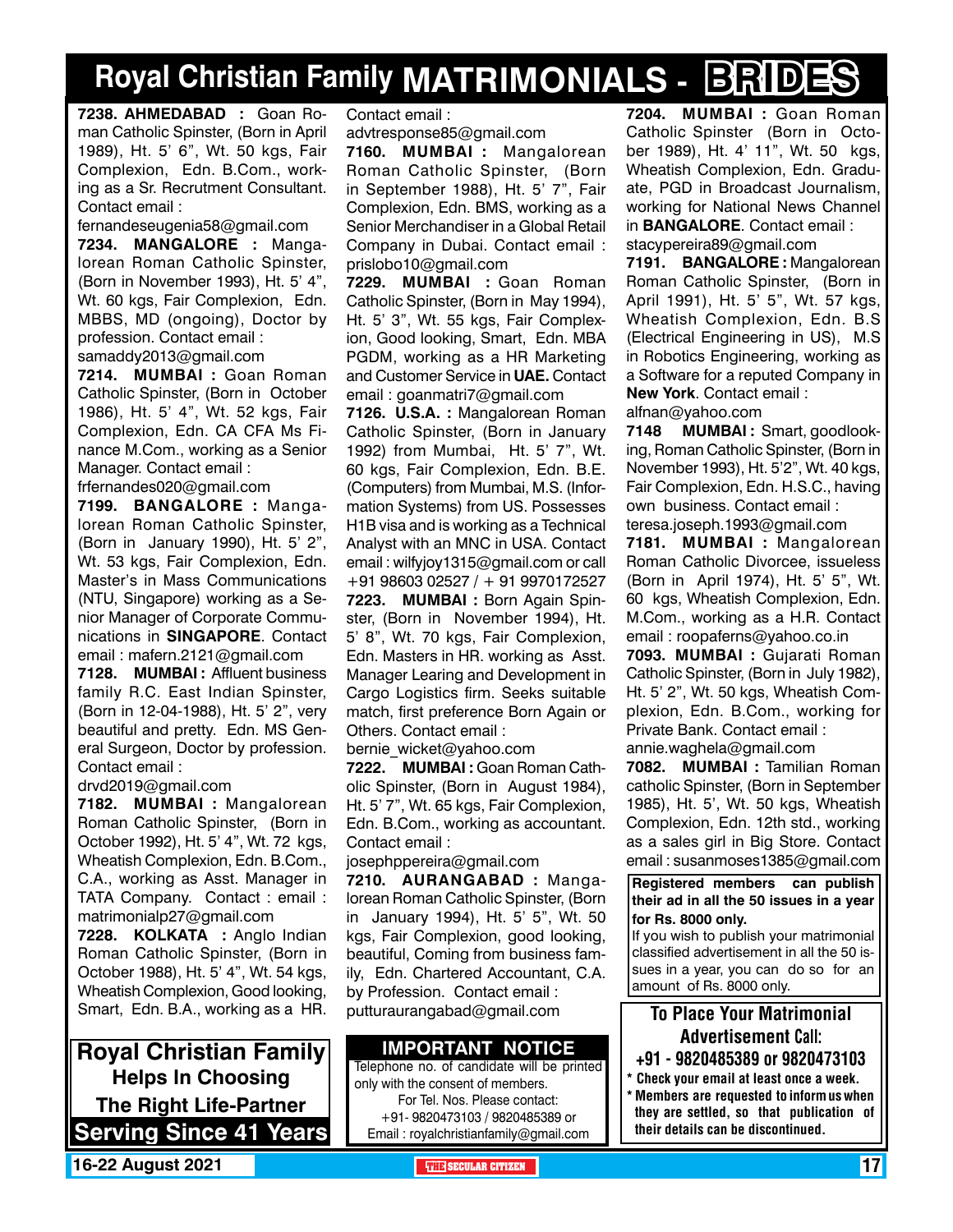# Royal Christian Family MATRIMONIALS - BRIDES

**7238. AHMEDABAD :** Goan Roman Catholic Spinster, (Born in April 1989), Ht. 5' 6", Wt. 50 kgs, Fair Complexion, Edn. B.Com., working as a Sr. Recrutment Consultant. Contact email : fernandeseugenia58@gmail.com

**7234. MANGALORE :** Mangalorean Roman Catholic Spinster, (Born in November 1993), Ht. 5' 4", Wt. 60 kgs, Fair Complexion, Edn. MBBS, MD (ongoing), Doctor by profession. Contact email : samaddy2013@gmail.com

**7214. MUMBAI :** Goan Roman Catholic Spinster, (Born in October 1986), Ht. 5' 4", Wt. 52 kgs, Fair Complexion, Edn. CA CFA Ms Finance M.Com., working as a Senior Manager. Contact email : frfernandes020@gmail.com

**7199. BANGALORE :** Mangalorean Roman Catholic Spinster, (Born in January 1990), Ht. 5' 2", Wt. 53 kgs, Fair Complexion, Edn. Master's in Mass Communications (NTU, Singapore) working as a Senior Manager of Corporate Communications in **SINGAPORE**. Contact email : mafern.2121@gmail.com

**7128. MUMBAI :** Affluent business family R.C. East Indian Spinster, (Born in 12-04-1988), Ht. 5' 2", very beautiful and pretty. Edn. MS General Surgeon, Doctor by profession. Contact email : drvd2019@gmail.com

**7182. MUMBAI :** Mangalorean Roman Catholic Spinster, (Born in October 1992), Ht. 5' 4", Wt. 72 kgs, Wheatish Complexion, Edn. B.Com., C.A., working as Asst. Manager in TATA Company. Contact : email : matrimonialp27@gmail.com

**7228. KOLKATA :** Anglo Indian Roman Catholic Spinster, (Born in October 1988), Ht. 5' 4", Wt. 54 kgs, Wheatish Complexion, Good looking, Smart, Edn. B.A., working as a HR. Contact email : advtresponse85@gmail.com

**7160. MUMBAI :** Mangalorean Roman Catholic Spinster, (Born in September 1988), Ht. 5' 7", Fair Complexion, Edn. BMS, working as a Senior Merchandiser in a Global Retail Company in Dubai. Contact email : prislobo10@gmail.com

**7229. MUMBAI :** Goan Roman Catholic Spinster, (Born in May 1994), Ht. 5' 3", Wt. 55 kgs, Fair Complexion, Good looking, Smart, Edn. MBA PGDM, working as a HR Marketing and Customer Service in **UAE.** Contact email : goanmatri7@gmail.com

**7126. U.S.A. :** Mangalorean Roman Catholic Spinster, (Born in January 1992) from Mumbai, Ht. 5' 7", Wt. 60 kgs, Fair Complexion, Edn. B.E. (Computers) from Mumbai, M.S. (Information Systems) from US. Possesses H1B visa and is working as a Technical Analyst with an MNC in USA. Contact email : wilfyjoy1315@gmail.com or call +91 98603 02527 / + 91 9970172527

**7223. MUMBAI :** Born Again Spinster, (Born in November 1994), Ht. 5' 8", Wt. 70 kgs, Fair Complexion, Edn. Masters in HR. working as Asst. Manager Learing and Development in Cargo Logistics firm. Seeks suitable match, first preference Born Again or Others. Contact email : bernie_wicket@yahoo.com

**7222. MUMBAI :** Goan Roman Catholic Spinster, (Born in August 1984), Ht. 5' 7", Wt. 65 kgs, Fair Complexion, Edn. B.Com., working as accountant. Contact email : josephppereira@gmail.com

**7210. AURANGABAD :** Mangalorean Roman Catholic Spinster, (Born in January 1994), Ht. 5' 5", Wt. 50 kgs, Fair Complexion, good looking, beautiful, Coming from business family, Edn. Chartered Accountant, C.A. by Profession. Contact email : putturaurangabad@gmail.com

**7204. MUMBAI :** Goan Roman Catholic Spinster (Born in October 1989), Ht. 4' 11", Wt. 50 kgs, Wheatish Complexion, Edn. Graduate, PGD in Broadcast Journalism, working for National News Channel in **BANGALORE**. Contact email : stacypereira89@gmail.com

**7191. BANGALORE :** Mangalorean Roman Catholic Spinster, (Born in April 1991), Ht. 5' 5", Wt. 57 kgs, Wheatish Complexion, Edn. B.S (Electrical Engineering in US), M.S in Robotics Engineering, working as a Software for a reputed Company in **New York**. Contact email : alfnan@yahoo.com

**7148 MUMBAI :** Smart, goodlooking, Roman Catholic Spinster, (Born in November 1993), Ht. 5'2", Wt. 40 kgs, Fair Complexion, Edn. H.S.C., having own business. Contact email : teresa.joseph.1993@gmail.com

**7181. MUMBAI :** Mangalorean Roman Catholic Divorcee, issueless (Born in April 1974), Ht. 5' 5", Wt. 60 kgs, Wheatish Complexion, Edn. M.Com., working as a H.R. Contact email : roopaferns@yahoo.co.in

**7093. MUMBAI :** Gujarati Roman Catholic Spinster, (Born in July 1982), Ht. 5' 2", Wt. 50 kgs, Wheatish Complexion, Edn. B.Com., working for Private Bank. Contact email : annie.waghela@gmail.com

**7082. MUMBAI :** Tamilian Roman catholic Spinster, (Born in September 1985), Ht. 5', Wt. 50 kgs, Wheatish Complexion, Edn. 12th std., working as a sales girl in Big Store. Contact email : susanmoses1385@gmail.com

**Registered members can publish their ad in all the 50 issues in a year for Rs. 8000 only.**
If you wish to publish your matrimonial classified advertisement in all the 50 issues in a year, you can do so for an amount of Rs. 8000 only.

**Royal Christian Family**
**Helps In Choosing**
**The Right Life-Partner**
**Serving Since 41 Years**

**IMPORTANT NOTICE**
Telephone no. of candidate will be printed only with the consent of members.
For Tel. Nos. Please contact:
+91- 9820473103 / 9820485389 or
Email : royalchristianfamily@gmail.com

**To Place Your Matrimonial Advertisement Call:**
**+91 - 9820485389 or 9820473103**
* Check your email at least once a week.
* Members are requested to inform us when they are settled, so that publication of their details can be discontinued.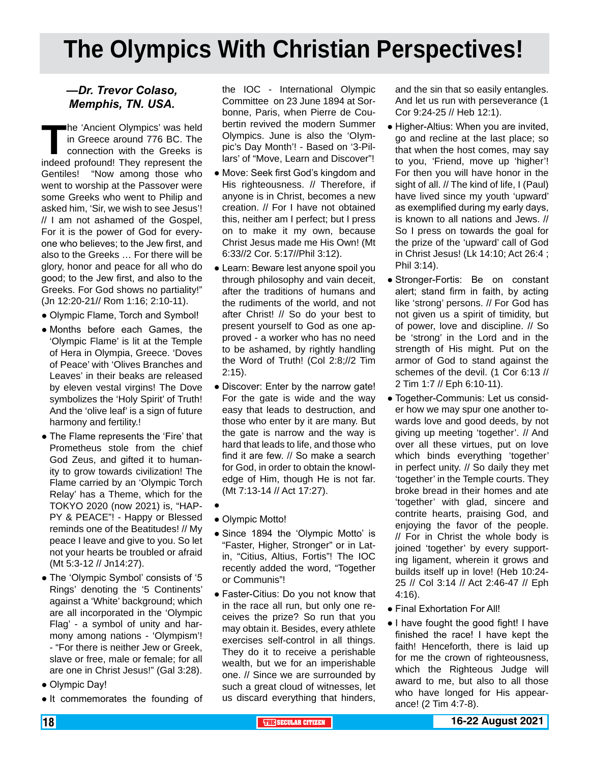# The Olympics With Christian Perspectives!

***—Dr. Trevor Colaso, Memphis, TN. USA.***

The 'Ancient Olympics' was held in Greece around 776 BC. The connection with the Greeks is indeed profound! They represent the Gentiles! "Now among those who went to worship at the Passover were some Greeks who went to Philip and asked him, 'Sir, we wish to see Jesus'! // I am not ashamed of the Gospel, For it is the power of God for everyone who believes; to the Jew first, and also to the Greeks … For there will be glory, honor and peace for all who do good; to the Jew first, and also to the Greeks. For God shows no partiality!" (Jn 12:20-21// Rom 1:16; 2:10-11).

- Olympic Flame, Torch and Symbol!
- Months before each Games, the 'Olympic Flame' is lit at the Temple of Hera in Olympia, Greece. 'Doves of Peace' with 'Olives Branches and Leaves' in their beaks are released by eleven vestal virgins! The Dove symbolizes the 'Holy Spirit' of Truth! And the 'olive leaf' is a sign of future harmony and fertility.!
- The Flame represents the 'Fire' that Prometheus stole from the chief God Zeus, and gifted it to humanity to grow towards civilization! The Flame carried by an 'Olympic Torch Relay' has a Theme, which for the TOKYO 2020 (now 2021) is, "HAPPY & PEACE"! - Happy or Blessed reminds one of the Beatitudes! // My peace I leave and give to you. So let not your hearts be troubled or afraid (Mt 5:3-12 // Jn14:27).
- The 'Olympic Symbol' consists of '5 Rings' denoting the '5 Continents' against a 'White' background; which are all incorporated in the 'Olympic Flag' - a symbol of unity and harmony among nations - 'Olympism'! - "For there is neither Jew or Greek, slave or free, male or female; for all are one in Christ Jesus!" (Gal 3:28).
- Olympic Day!
- It commemorates the founding of the IOC - International Olympic Committee on 23 June 1894 at Sorbonne, Paris, when Pierre de Coubertin revived the modern Summer Olympics. June is also the 'Olympic's Day Month'! - Based on '3-Pillars' of "Move, Learn and Discover"!
- Move: Seek first God's kingdom and His righteousness. // Therefore, if anyone is in Christ, becomes a new creation. // For I have not obtained this, neither am I perfect; but I press on to make it my own, because Christ Jesus made me His Own! (Mt 6:33//2 Cor. 5:17//Phil 3:12).
- Learn: Beware lest anyone spoil you through philosophy and vain deceit, after the traditions of humans and the rudiments of the world, and not after Christ! // So do your best to present yourself to God as one approved - a worker who has no need to be ashamed, by rightly handling the Word of Truth! (Col 2:8;//2 Tim 2:15).
- Discover: Enter by the narrow gate! For the gate is wide and the way easy that leads to destruction, and those who enter by it are many. But the gate is narrow and the way is hard that leads to life, and those who find it are few. // So make a search for God, in order to obtain the knowledge of Him, though He is not far. (Mt 7:13-14 // Act 17:27).
- 
- Olympic Motto!
- Since 1894 the 'Olympic Motto' is "Faster, Higher, Stronger" or in Latin, "Citius, Altius, Fortis"! The IOC recently added the word, "Together or Communis"!
- Faster-Citius: Do you not know that in the race all run, but only one receives the prize? So run that you may obtain it. Besides, every athlete exercises self-control in all things. They do it to receive a perishable wealth, but we for an imperishable one. // Since we are surrounded by such a great cloud of witnesses, let us discard everything that hinders, and the sin that so easily entangles. And let us run with perseverance (1 Cor 9:24-25 // Heb 12:1).
- Higher-Altius: When you are invited, go and recline at the last place; so that when the host comes, may say to you, 'Friend, move up 'higher'! For then you will have honor in the sight of all. // The kind of life, I (Paul) have lived since my youth 'upward' as exemplified during my early days, is known to all nations and Jews. // So I press on towards the goal for the prize of the 'upward' call of God in Christ Jesus! (Lk 14:10; Act 26:4 ; Phil 3:14).
- Stronger-Fortis: Be on constant alert; stand firm in faith, by acting like 'strong' persons. // For God has not given us a spirit of timidity, but of power, love and discipline. // So be 'strong' in the Lord and in the strength of His might. Put on the armor of God to stand against the schemes of the devil. (1 Cor 6:13 // 2 Tim 1:7 // Eph 6:10-11).
- Together-Communis: Let us consider how we may spur one another towards love and good deeds, by not giving up meeting 'together'. // And over all these virtues, put on love which binds everything 'together' in perfect unity. // So daily they met 'together' in the Temple courts. They broke bread in their homes and ate 'together' with glad, sincere and contrite hearts, praising God, and enjoying the favor of the people. // For in Christ the whole body is joined 'together' by every supporting ligament, wherein it grows and builds itself up in love! (Heb 10:24-25 // Col 3:14 // Act 2:46-47 // Eph 4:16).
- Final Exhortation For All!
- I have fought the good fight! I have finished the race! I have kept the faith! Henceforth, there is laid up for me the crown of righteousness, which the Righteous Judge will award to me, but also to all those who have longed for His appearance! (2 Tim 4:7-8).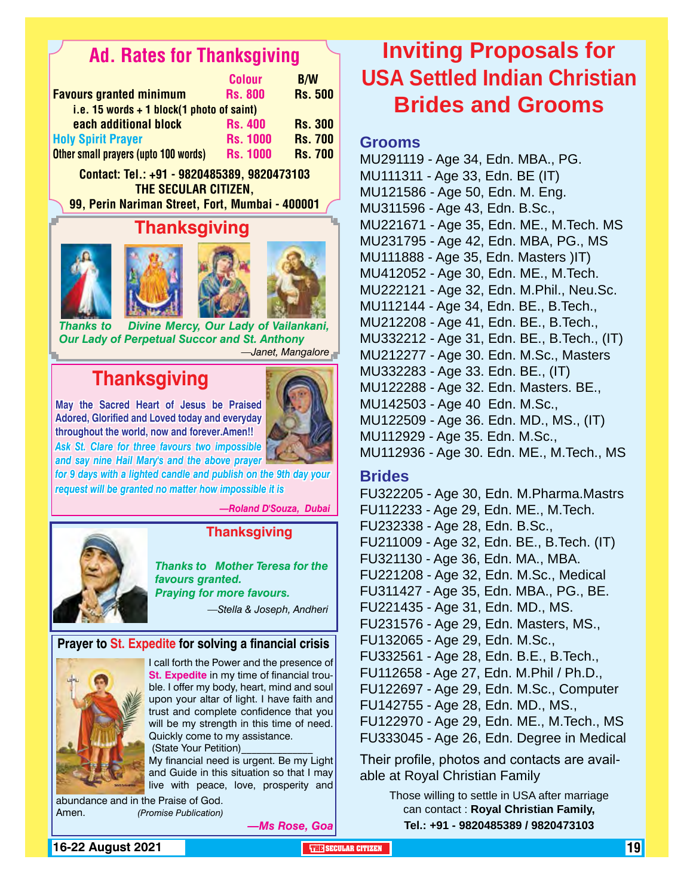## Ad. Rates for Thanksgiving

| | Colour | B/W |
|---|---|---|
| Favours granted minimum i.e. 15 words + 1 block(1 photo of saint) | Rs. 800 | Rs. 500 |
| each additional block | Rs. 400 | Rs. 300 |
| Holy Spirit Prayer | Rs. 1000 | Rs. 700 |
| Other small prayers (upto 100 words) | Rs. 1000 | Rs. 700 |

**Contact: Tel.: +91 - 9820485389, 9820473103**
**THE SECULAR CITIZEN,**
**99, Perin Nariman Street, Fort, Mumbai - 400001**

## Thanksgiving

*Thanks to Divine Mercy, Our Lady of Vailankani, Our Lady of Perpetual Succor and St. Anthony*

*—Janet, Mangalore*

## Thanksgiving

**May the Sacred Heart of Jesus be Praised Adored, Glorified and Loved today and everyday throughout the world, now and forever.Amen!!**

***Ask St. Clare for three favours two impossible and say nine Hail Mary's and the above prayer for 9 days with a lighted candle and publish on the 9th day your request will be granted no matter how impossible it is***

***—Roland D'Souza, Dubai***

## Thanksgiving

***Thanks to Mother Teresa for the favours granted. Praying for more favours.***

*—Stella & Joseph, Andheri*

### Prayer to St. Expedite for solving a financial crisis

I call forth the Power and the presence of **St. Expedite** in my time of financial trouble. I offer my body, heart, mind and soul upon your altar of light. I have faith and trust and complete confidence that you will be my strength in this time of need. Quickly come to my assistance.
(State Your Petition)____________
My financial need is urgent. Be my Light and Guide in this situation so that I may live with peace, love, prosperity and abundance and in the Praise of God.
Amen. *(Promise Publication)*

***—Ms Rose, Goa***

# Inviting Proposals for USA Settled Indian Christian Brides and Grooms

### Grooms

MU291119 - Age 34, Edn. MBA., PG.
MU111311 - Age 33, Edn. BE (IT)
MU121586 - Age 50, Edn. M. Eng.
MU311596 - Age 43, Edn. B.Sc.,
MU221671 - Age 35, Edn. ME., M.Tech. MS
MU231795 - Age 42, Edn. MBA, PG., MS
MU111888 - Age 35, Edn. Masters )IT)
MU412052 - Age 30, Edn. ME., M.Tech.
MU222121 - Age 32, Edn. M.Phil., Neu.Sc.
MU112144 - Age 34, Edn. BE., B.Tech.,
MU212208 - Age 41, Edn. BE., B.Tech.,
MU332212 - Age 31, Edn. BE., B.Tech., (IT)
MU212277 - Age 30. Edn. M.Sc., Masters
MU332283 - Age 33. Edn. BE., (IT)
MU122288 - Age 32. Edn. Masters. BE.,
MU142503 - Age 40 Edn. M.Sc.,
MU122509 - Age 36. Edn. MD., MS., (IT)
MU112929 - Age 35. Edn. M.Sc.,
MU112936 - Age 30. Edn. ME., M.Tech., MS

### Brides

FU322205 - Age 30, Edn. M.Pharma.Mastrs
FU112233 - Age 29, Edn. ME., M.Tech.
FU232338 - Age 28, Edn. B.Sc.,
FU211009 - Age 32, Edn. BE., B.Tech. (IT)
FU321130 - Age 36, Edn. MA., MBA.
FU221208 - Age 32, Edn. M.Sc., Medical
FU311427 - Age 35, Edn. MBA., PG., BE.
FU221435 - Age 31, Edn. MD., MS.
FU231576 - Age 29, Edn. Masters, MS.,
FU132065 - Age 29, Edn. M.Sc.,
FU332561 - Age 28, Edn. B.E., B.Tech.,
FU112658 - Age 27, Edn. M.Phil / Ph.D.,
FU122697 - Age 29, Edn. M.Sc., Computer
FU142755 - Age 28, Edn. MD., MS.,
FU122970 - Age 29, Edn. ME., M.Tech., MS
FU333045 - Age 26, Edn. Degree in Medical

Their profile, photos and contacts are available at Royal Christian Family

Those willing to settle in USA after marriage can contact : **Royal Christian Family,**
**Tel.: +91 - 9820485389 / 9820473103**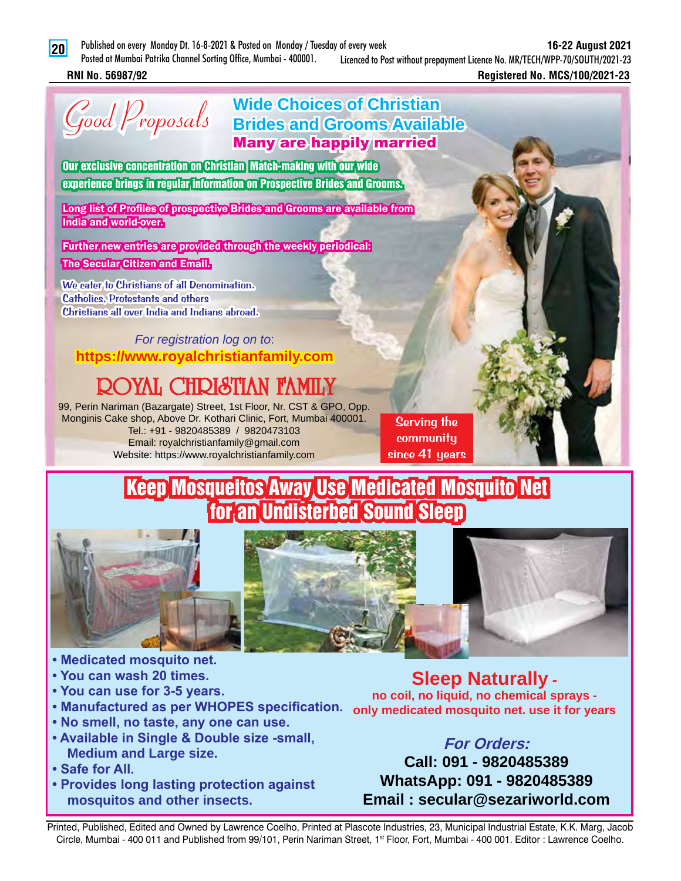# Good Proposals

## Wide Choices of Christian Brides and Grooms Available

**Many are happily married**

Our exclusive concentration on Christian Match-making with our wide experience brings in regular information on Prospective Brides and Grooms.

Long list of Profiles of prospective Brides and Grooms are available from India and world-over.

Further new entries are provided through the weekly periodical: The Secular Citizen and Email.

We cater to Christians of all Denomination.
Catholics, Protestants and others
Christians all over India and Indians abroad.

*For registration log on to*:
**https://www.royalchristianfamily.com**

## ROYAL CHRISTIAN FAMILY

99, Perin Nariman (Bazargate) Street, 1st Floor, Nr. CST & GPO, Opp. Monginis Cake shop, Above Dr. Kothari Clinic, Fort, Mumbai 400001.
Tel.: +91 - 9820485389 / 9820473103
Email: royalchristianfamily@gmail.com
Website: https://www.royalchristianfamily.com

Serving the community since 41 years

## Keep Mosqueitos Away Use Medicated Mosquito Net for an Undisterbed Sound Sleep

- Medicated mosquito net.
- You can wash 20 times.
- You can use for 3-5 years.
- Manufactured as per WHOPES specification.
- No smell, no taste, any one can use.
- Available in Single & Double size -small, Medium and Large size.
- Safe for All.
- Provides long lasting protection against mosquitos and other insects.

**Sleep Naturally -**
no coil, no liquid, no chemical sprays - only medicated mosquito net. use it for years

*For Orders:*
**Call: 091 - 9820485389**
**WhatsApp: 091 - 9820485389**
**Email : secular@sezariworld.com**

Printed, Published, Edited and Owned by Lawrence Coelho, Printed at Plascote Industries, 23, Municipal Industrial Estate, K.K. Marg, Jacob Circle, Mumbai - 400 011 and Published from 99/101, Perin Nariman Street, 1st Floor, Fort, Mumbai - 400 001. Editor : Lawrence Coelho.